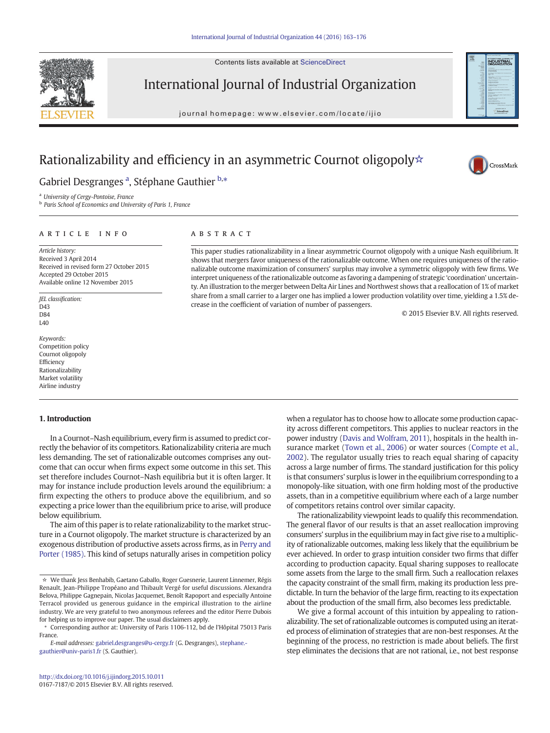Contents lists available at ScienceDirect

International Journal of Industrial Organization

journal homepage: www.elsevier.com/locate/ijio

# Rationalizability and efficiency in an asymmetric Cournot oligopoly☆

Gabriel Desgranges [a], Stéphane Gauthier [b,*]

[a] University of Cergy-Pontoise, France
[b] Paris School of Economics and University of Paris 1, France

ARTICLE INFO

*Article history:*
Received 3 April 2014
Received in revised form 27 October 2015
Accepted 29 October 2015
Available online 12 November 2015

*JEL classification:*
D43
D84
L40

*Keywords:*
Competition policy
Cournot oligopoly
Efficiency
Rationalizability
Market volatility
Airline industry

ABSTRACT

This paper studies rationalizability in a linear asymmetric Cournot oligopoly with a unique Nash equilibrium. It shows that mergers favor uniqueness of the rationalizable outcome. When one requires uniqueness of the rationalizable outcome maximization of consumers' surplus may involve a symmetric oligopoly with few firms. We interpret uniqueness of the rationalizable outcome as favoring a dampening of strategic 'coordination' uncertainty. An illustration to the merger between Delta Air Lines and Northwest shows that a reallocation of 1% of market share from a small carrier to a larger one has implied a lower production volatility over time, yielding a 1.5% decrease in the coefficient of variation of number of passengers.

© 2015 Elsevier B.V. All rights reserved.

## 1. Introduction

In a Cournot–Nash equilibrium, every firm is assumed to predict correctly the behavior of its competitors. Rationalizability criteria are much less demanding. The set of rationalizable outcomes comprises any outcome that can occur when firms expect some outcome in this set. This set therefore includes Cournot–Nash equilibria but it is often larger. It may for instance include production levels around the equilibrium: a firm expecting the others to produce above the equilibrium, and so expecting a price lower than the equilibrium price to arise, will produce below equilibrium.

The aim of this paper is to relate rationalizability to the market structure in a Cournot oligopoly. The market structure is characterized by an exogenous distribution of productive assets across firms, as in Perry and Porter (1985). This kind of setups naturally arises in competition policy when a regulator has to choose how to allocate some production capacity across different competitors. This applies to nuclear reactors in the power industry (Davis and Wolfram, 2011), hospitals in the health insurance market (Town et al., 2006) or water sources (Compte et al., 2002). The regulator usually tries to reach equal sharing of capacity across a large number of firms. The standard justification for this policy is that consumers' surplus is lower in the equilibrium corresponding to a monopoly-like situation, with one firm holding most of the productive assets, than in a competitive equilibrium where each of a large number of competitors retains control over similar capacity.

The rationalizability viewpoint leads to qualify this recommendation. The general flavor of our results is that an asset reallocation improving consumers' surplus in the equilibrium may in fact give rise to a multiplicity of rationalizable outcomes, making less likely that the equilibrium be ever achieved. In order to grasp intuition consider two firms that differ according to production capacity. Equal sharing supposes to reallocate some assets from the large to the small firm. Such a reallocation relaxes the capacity constraint of the small firm, making its production less predictable. In turn the behavior of the large firm, reacting to its expectation about the production of the small firm, also becomes less predictable.

We give a formal account of this intuition by appealing to rationalizability. The set of rationalizable outcomes is computed using an iterated process of elimination of strategies that are non-best responses. At the beginning of the process, no restriction is made about beliefs. The first step eliminates the decisions that are not rational, i.e., not best response

☆ We thank Jess Benhabib, Gaetano Gaballo, Roger Guesnerie, Laurent Linnemer, Régis Renault, Jean-Philippe Tropéano and Thibault Vergé for useful discussions. Alexandra Belova, Philippe Gagnepain, Nicolas Jacquemet, Benoît Rapoport and especially Antoine Terracol provided us generous guidance in the empirical illustration to the airline industry. We are very grateful to two anonymous referees and the editor Pierre Dubois for helping us to improve our paper. The usual disclaimers apply.

\* Corresponding author at: University of Paris 1106-112, bd de l'Hôpital 75013 Paris France.

*E-mail addresses:* gabriel.desgranges@u-cergy.fr (G. Desgranges), stephane.gauthier@univ-paris1.fr (S. Gauthier).

http://dx.doi.org/10.1016/j.ijindorg.2015.10.011
0167-7187/© 2015 Elsevier B.V. All rights reserved.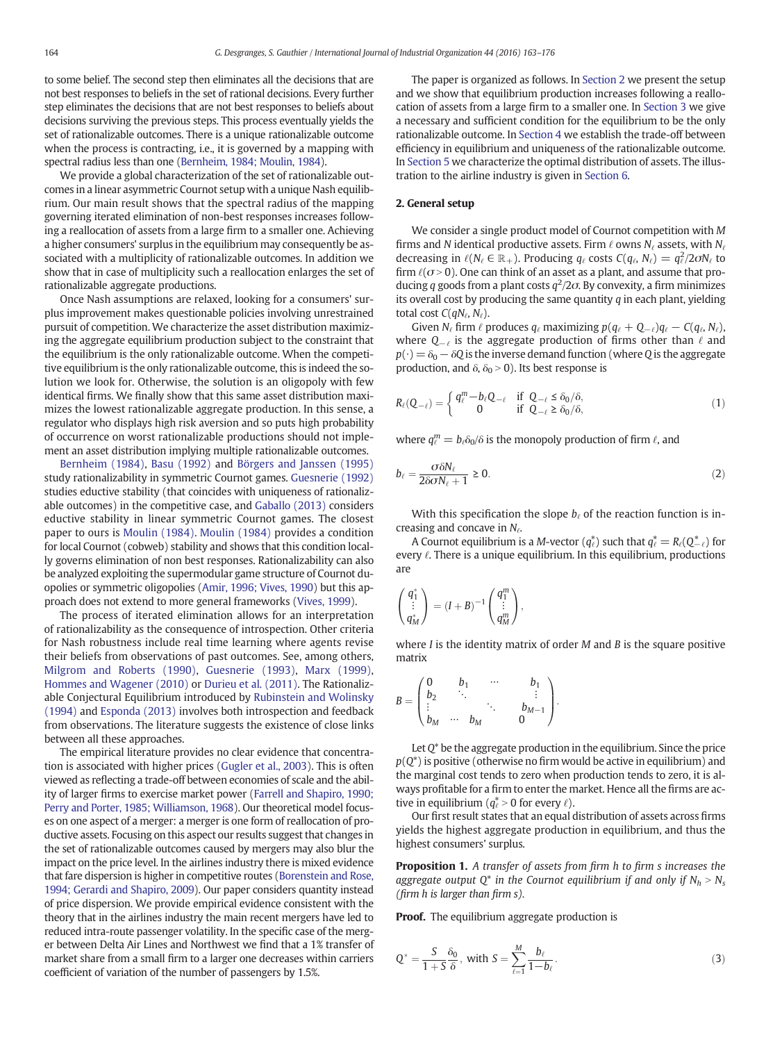to some belief. The second step then eliminates all the decisions that are not best responses to beliefs in the set of rational decisions. Every further step eliminates the decisions that are not best responses to beliefs about decisions surviving the previous steps. This process eventually yields the set of rationalizable outcomes. There is a unique rationalizable outcome when the process is contracting, i.e., it is governed by a mapping with spectral radius less than one (Bernheim, 1984; Moulin, 1984).

We provide a global characterization of of the set of rationalizable outcomes in a linear asymmetric Cournot setup with a unique Nash equilibrium. Our main result shows that the spectral radius of the mapping governing iterated elimination of non-best responses increases following a reallocation of assets from a large firm to a smaller one. Achieving a higher consumers' surplus in the equilibrium may consequently be associated with a multiplicity of rationalizable outcomes. In addition we show that in case of multiplicity such a reallocation enlarges the set of rationalizable aggregate productions.

Once Nash assumptions are relaxed, looking for a consumers' surplus improvement makes questionable policies involving unrestrained pursuit of competition. We characterize the asset distribution maximizing the aggregate equilibrium production subject to the constraint that the equilibrium is the only rationalizable outcome. When the competitive equilibrium is the only rationalizable outcome, this is indeed the solution we look for. Otherwise, the solution is an oligopoly with few identical firms. We finally show that this same asset distribution maximizes the lowest rationalizable aggregate production. In this sense, a regulator who displays high risk aversion and so puts high probability of occurrence on worst rationalizable productions should not implement an asset distribution implying multiple rationalizable outcomes.

Bernheim (1984), Basu (1992) and Börgers and Janssen (1995) study rationalizability in symmetric Cournot games. Guesnerie (1992) studies eductive stability (that coincides with uniqueness of rationalizable outcomes) in the competitive case, and Gaballo (2013) considers eductive stability in linear symmetric Cournot games. The closest paper to ours is Moulin (1984). Moulin (1984) provides a condition for local Cournot (cobweb) stability and shows that this condition locally governs elimination of non best responses. Rationalizability can also be analyzed exploiting the supermodular game structure of Cournot duopolies or symmetric oligopolies (Amir, 1996; Vives, 1990) but this approach does not extend to more general frameworks (Vives, 1999).

The process of iterated elimination allows for an interpretation of rationalizability as the consequence of introspection. Other criteria for Nash robustness include real time learning where agents revise their beliefs from observations of past outcomes. See, among others, Milgrom and Roberts (1990), Guesnerie (1993), Marx (1999), Hommes and Wagener (2010) or Durieu et al. (2011). The Rationalizable Conjectural Equilibrium introduced by Rubinstein and Wolinsky (1994) and Esponda (2013) involves both introspection and feedback from observations. The literature suggests the existence of close links between all these approaches.

The empirical literature provides no clear evidence that concentration is associated with higher prices (Gugler et al., 2003). This is often viewed as reflecting a trade-off between economies of scale and the ability of larger firms to exercise market power (Farrell and Shapiro, 1990; Perry and Porter, 1985; Williamson, 1968). Our theoretical model focuses on one aspect of a merger: a merger is one form of reallocation of productive assets. Focusing on this aspect our results suggest that changes in the set of rationalizable outcomes caused by mergers may also blur the impact on the price level. In the airlines industry there is mixed evidence that fare dispersion is higher in competitive routes (Borenstein and Rose, 1994; Gerardi and Shapiro, 2009). Our paper considers quantity instead of price dispersion. We provide empirical evidence consistent with the theory that in the airlines industry the main recent mergers have led to reduced intra-route passenger volatility. In the specific case of the merger between Delta Air Lines and Northwest we find that a 1% transfer of market share from a small firm to a larger one decreases within carriers coefficient of variation of the number of passengers by 1.5%.

The paper is organized as follows. In Section 2 we present the setup and we show that equilibrium production increases following a reallocation of assets from a large firm to a smaller one. In Section 3 we give a necessary and sufficient condition for the equilibrium to be the only rationalizable outcome. In Section 4 we establish the trade-off between efficiency in equilibrium and uniqueness of the rationalizable outcome. In Section 5 we characterize the optimal distribution of assets. The illustration to the airline industry is given in Section 6.

## 2. General setup

We consider a single product model of Cournot competition with $M$ firms and $N$ identical productive assets. Firm $\ell$ owns $N_\ell$ assets, with $N_\ell$ decreasing in $\ell (N_\ell \in \mathbb{R}_+)$. Producing $q_\ell$ costs $C(q_\ell, N_\ell) = q_\ell^2/2\sigma N_\ell$ to firm $\ell (\sigma > 0)$. One can think of an asset as a plant, and assume that producing $q$ goods from a plant costs $q^2/2\sigma$. By convexity, a firm minimizes its overall cost by producing the same quantity $q$ in each plant, yielding total cost $C(qN_\ell, N_\ell)$.

Given $N_\ell$ firm $\ell$ produces $q_\ell$ maximizing $p(q_\ell + Q_{-\ell})q_\ell - C(q_\ell, N_\ell)$, where $Q_{-\ell}$ is the aggregate production of firms other than $\ell$ and $p(\cdot) = \delta_0 - \delta Q$ is the inverse demand function (where $Q$ is the aggregate production, and $\delta, \delta_0 > 0$). Its best response is

$$R_\ell(Q_{-\ell}) = \begin{cases} q_\ell^m - b_\ell Q_{-\ell} & \text{if } \; Q_{-\ell} \le \delta_0/\delta, \\ 0 & \text{if } \; Q_{-\ell} \ge \delta_0/\delta, \end{cases} \tag{1}$$

where $q_\ell^m = b_\ell \delta_0/\delta$ is the monopoly production of firm $\ell$, and

$$b_\ell = \frac{\sigma \delta N_\ell}{2\delta \sigma N_\ell + 1} \ge 0. \tag{2}$$

With this specification the slope $b_\ell$ of the reaction function is increasing and concave in $N_\ell$.

A Cournot equilibrium is a $M$-vector $(q_\ell^*)$ such that $q_\ell^* = R_\ell(Q_{-\ell}^*)$ for every $\ell$. There is a unique equilibrium. In this equilibrium, productions are

$$\begin{pmatrix} q_1^* \\ \vdots \\ q_M^* \end{pmatrix} = (I + B)^{-1} \begin{pmatrix} q_1^m \\ \vdots \\ q_M^m \end{pmatrix},$$

where $I$ is the identity matrix of order $M$ and $B$ is the square positive matrix

$$B = \begin{pmatrix} 0 & b_1 & \cdots & b_1 \\ b_2 & \ddots & & \vdots \\ \vdots & & \ddots & b_{M-1} \\ b_M & \cdots & b_M & 0 \end{pmatrix}.$$

Let $Q^*$ be the aggregate production in the equilibrium. Since the price $p(Q^*)$ is positive (otherwise no firm would be active in equilibrium) and the marginal cost tends to zero when production tends to zero, it is always profitable for a firm to enter the market. Hence all the firms are active in equilibrium ($q_\ell^* > 0$ for every $\ell$).

Our first result states that an equal distribution of assets across firms yields the highest aggregate production in equilibrium, and thus the highest consumers' surplus.

**Proposition 1.** *A transfer of assets from firm h to firm s increases the aggregate output $Q^*$ in the Cournot equilibrium if and only if $N_h > N_s$ (firm h is larger than firm s).*

**Proof.** The equilibrium aggregate production is

$$Q^* = \frac{S}{1+S}\frac{\delta_0}{\delta}, \text{ with } S = \sum_{\ell=1}^{M} \frac{b_\ell}{1-b_\ell}. \tag{3}$$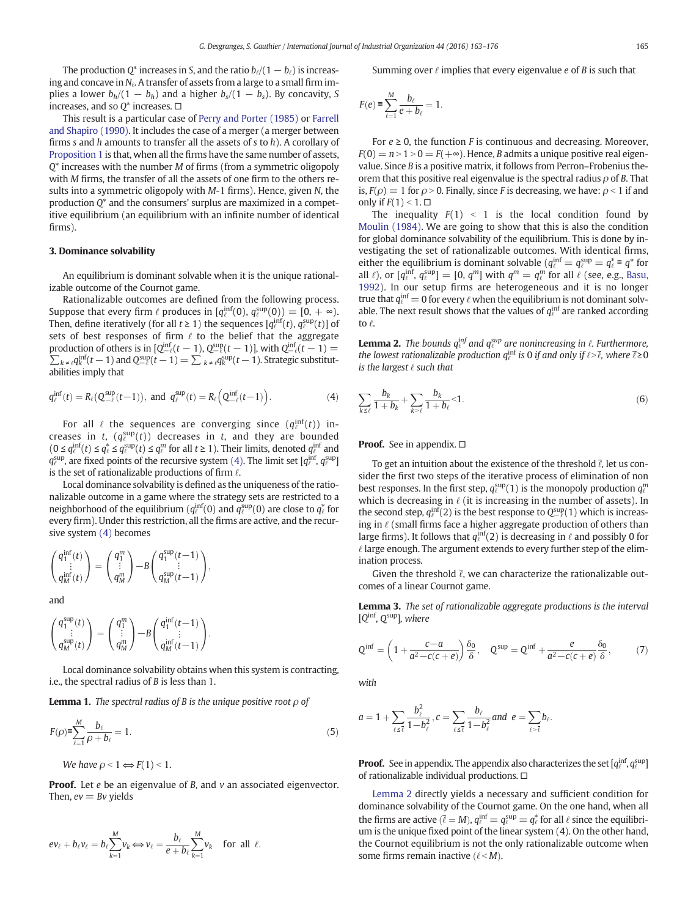The production $Q^*$ increases in $S$, and the ratio $b_\ell/(1-b_\ell)$ is increasing and concave in $N_\ell$. A transfer of assets from a large to a small firm implies a lower $b_h/(1-b_h)$ and a higher $b_s/(1-b_s)$. By concavity, $S$ increases, and so $Q^*$ increases. □

This result is a particular case of Perry and Porter (1985) or Farrell and Shapiro (1990). It includes the case of a merger (a merger between firms $s$ and $h$ amounts to transfer all the assets of $s$ to $h$). A corollary of Proposition 1 is that, when all the firms have the same number of assets, $Q^*$ increases with the number $M$ of firms (from a symmetric oligopoly with $M$ firms, the transfer of all the assets of one firm to the others results into a symmetric oligopoly with $M$-1 firms). Hence, given $N$, the production $Q^*$ and the consumers' surplus are maximized in a competitive equilibrium (an equilibrium with an infinite number of identical firms).

## 3. Dominance solvability

An equilibrium is dominant solvable when it is the unique rationalizable outcome of the Cournot game.

Rationalizable outcomes are defined from the following process. Suppose that every firm $\ell$ produces in $[q_\ell^{\inf}(0), q_\ell^{\sup}(0)) = [0, +\infty)$. Then, define iteratively (for all $t \geq 1$) the sequences $[q_\ell^{\inf}(t), q_\ell^{\sup}(t)]$ of sets of best responses of firm $\ell$ to the belief that the aggregate production of others is in $[Q_{-\ell}^{\inf}(t-1), Q_{-\ell}^{\sup}(t-1)]$, with $Q_{-\ell}^{\inf}(t-1) = \sum_{k \neq \ell} q_k^{\inf}(t-1)$ and $Q_{-\ell}^{\sup}(t-1) = \sum_{k \neq \ell} q_k^{\sup}(t-1)$. Strategic substitutabilities imply that

$$q_\ell^{\inf}(t) = R_\ell\left(Q_{-\ell}^{\sup}(t-1)\right), \text{ and } q_\ell^{\sup}(t) = R_\ell\left(Q_{-\ell}^{\inf}(t-1)\right). \tag{4}$$

For all $\ell$ the sequences are converging since $(q_\ell^{\inf}(t))$ increases in $t$, $(q_\ell^{\sup}(t))$ decreases in $t$, and they are bounded $(0 \leq q_\ell^{\inf}(t) \leq q_\ell^* \leq q_\ell^{\sup}(t) \leq q_\ell^m$ for all $t \geq 1)$. Their limits, denoted $q_\ell^{\inf}$ and $q_\ell^{\sup}$, are fixed points of the recursive system (4). The limit set $[q_\ell^{\inf}, q_\ell^{\sup}]$ is the set of rationalizable productions of firm $\ell$.

Local dominance solvability is defined as the uniqueness of the rationalizable outcome in a game where the strategy sets are restricted to a neighborhood of the equilibrium ($q_\ell^{\inf}(0)$ and $q_\ell^{\sup}(0)$ are close to $q_\ell^*$ for every firm). Under this restriction, all the firms are active, and the recursive system (4) becomes

$$\begin{pmatrix} q_1^{\inf}(t) \\ \vdots \\ q_M^{\inf}(t) \end{pmatrix} = \begin{pmatrix} q_1^m \\ \vdots \\ q_M^m \end{pmatrix} - B \begin{pmatrix} q_1^{\sup}(t-1) \\ \vdots \\ q_M^{\sup}(t-1) \end{pmatrix},$$

and

$$\begin{pmatrix} q_1^{\sup}(t) \\ \vdots \\ q_M^{\sup}(t) \end{pmatrix} = \begin{pmatrix} q_1^m \\ \vdots \\ q_M^m \end{pmatrix} - B \begin{pmatrix} q_1^{\inf}(t-1) \\ \vdots \\ q_M^{\inf}(t-1) \end{pmatrix}.$$

Local dominance solvability obtains when this system is contracting, i.e., the spectral radius of $B$ is less than 1.

**Lemma 1.** *The spectral radius of $B$ is the unique positive root $\rho$ of*

$$F(\rho) \equiv \sum_{\ell=1}^{M} \frac{b_\ell}{\rho + b_\ell} = 1. \tag{5}$$

*We have $\rho < 1 \Leftrightarrow F(1) < 1$.*

**Proof.** Let $e$ be an eigenvalue of $B$, and $v$ an associated eigenvector. Then, $ev = Bv$ yields

$$ev_\ell + b_\ell v_\ell = b_\ell \sum_{k=1}^{M} v_k \Leftrightarrow v_\ell = \frac{b_\ell}{e + b_\ell} \sum_{k=1}^{M} v_k \quad \text{for all } \ell.$$

Summing over $\ell$ implies that every eigenvalue $e$ of $B$ is such that

$$F(e) \equiv \sum_{\ell=1}^{M} \frac{b_\ell}{e + b_\ell} = 1.$$

For $e \geq 0$, the function $F$ is continuous and decreasing. Moreover, $F(0) = n > 1 > 0 = F(+\infty)$. Hence, $B$ admits a unique positive real eigenvalue. Since $B$ is a positive matrix, it follows from Perron–Frobenius theorem that this positive real eigenvalue is the spectral radius $\rho$ of $B$. That is, $F(\rho) = 1$ for $\rho > 0$. Finally, since $F$ is decreasing, we have: $\rho < 1$ if and only if $F(1) < 1$. □

The inequality $F(1) < 1$ is the local condition found by Moulin (1984). We are going to show that this is also the condition for global dominance solvability of the equilibrium. This is done by investigating the set of rationalizable outcomes. With identical firms, either the equilibrium is dominant solvable ($q_\ell^{\inf} = q_\ell^{\sup} = q_\ell^* \equiv q^*$ for all $\ell$), or $[q_\ell^{\inf}, q_\ell^{\sup}] = [0, q^m]$ with $q^m = q_\ell^m$ for all $\ell$ (see, e.g., Basu, 1992). In our setup firms are heterogeneous and it is no longer true that $q_\ell^{\inf} = 0$ for every $\ell$ when the equilibrium is not dominant solvable. The next result shows that the values of $q_\ell^{\inf}$ are ranked according to $\ell$.

**Lemma 2.** *The bounds $q_\ell^{\inf}$ and $q_\ell^{\sup}$ are nonincreasing in $\ell$. Furthermore, the lowest rationalizable production $q_\ell^{\inf}$ is 0 if and only if $\ell > \bar{\ell}$, where $\bar{\ell} \geq 0$ is the largest $\ell$ such that*

$$\sum_{k \leq \ell} \frac{b_k}{1 + b_k} + \sum_{k > \ell} \frac{b_k}{1 + b_\ell} < 1. \tag{6}$$

**Proof.** See in appendix. □

To get an intuition about the existence of the threshold $\bar{\ell}$, let us consider the first two steps of the iterative process of elimination of non best responses. In the first step, $q_\ell^{\sup}(1)$ is the monopoly production $q_\ell^m$ which is decreasing in $\ell$ (it is increasing in the number of assets). In the second step, $q_\ell^{\inf}(2)$ is the best response to $Q_{-\ell}^{\sup}(1)$ which is increasing in $\ell$ (small firms face a higher aggregate production of others than large firms). It follows that $q_\ell^{\inf}(2)$ is decreasing in $\ell$ and possibly 0 for $\ell$ large enough. The argument extends to every further step of the elimination process.

Given the threshold $\bar{\ell}$, we can characterize the rationalizable outcomes of a linear Cournot game.

**Lemma 3.** *The set of rationalizable aggregate productions is the interval $[Q^{\inf}, Q^{\sup}]$, where*

$$Q^{\inf} = \left(1 + \frac{c - a}{a^2 - c(c + e)}\right)\frac{\delta_0}{\delta}, \quad Q^{\sup} = Q^{\inf} + \frac{e}{a^2 - c(c + e)}\frac{\delta_0}{\delta}, \tag{7}$$

*with*

$$a = 1 + \sum_{\ell \leq \bar{\ell}} \frac{b_\ell^2}{1 - b_\ell^2}, c = \sum_{\ell \leq \bar{\ell}} \frac{b_\ell}{1 - b_\ell^2} \text{ and } e = \sum_{\ell > \bar{\ell}} b_\ell.$$

**Proof.** See in appendix. The appendix also characterizes the set $[q_\ell^{\inf}, q_\ell^{\sup}]$ of rationalizable individual productions. □

Lemma 2 directly yields a necessary and sufficient condition for dominance solvability of the Cournot game. On the one hand, when all the firms are active ($\bar{\ell} = M$), $q_\ell^{\inf} = q_\ell^{\sup} = q_\ell^*$ for all $\ell$ since the equilibrium is the unique fixed point of the linear system (4). On the other hand, the Cournot equilibrium is not the only rationalizable outcome when some firms remain inactive ($\bar{\ell} < M$).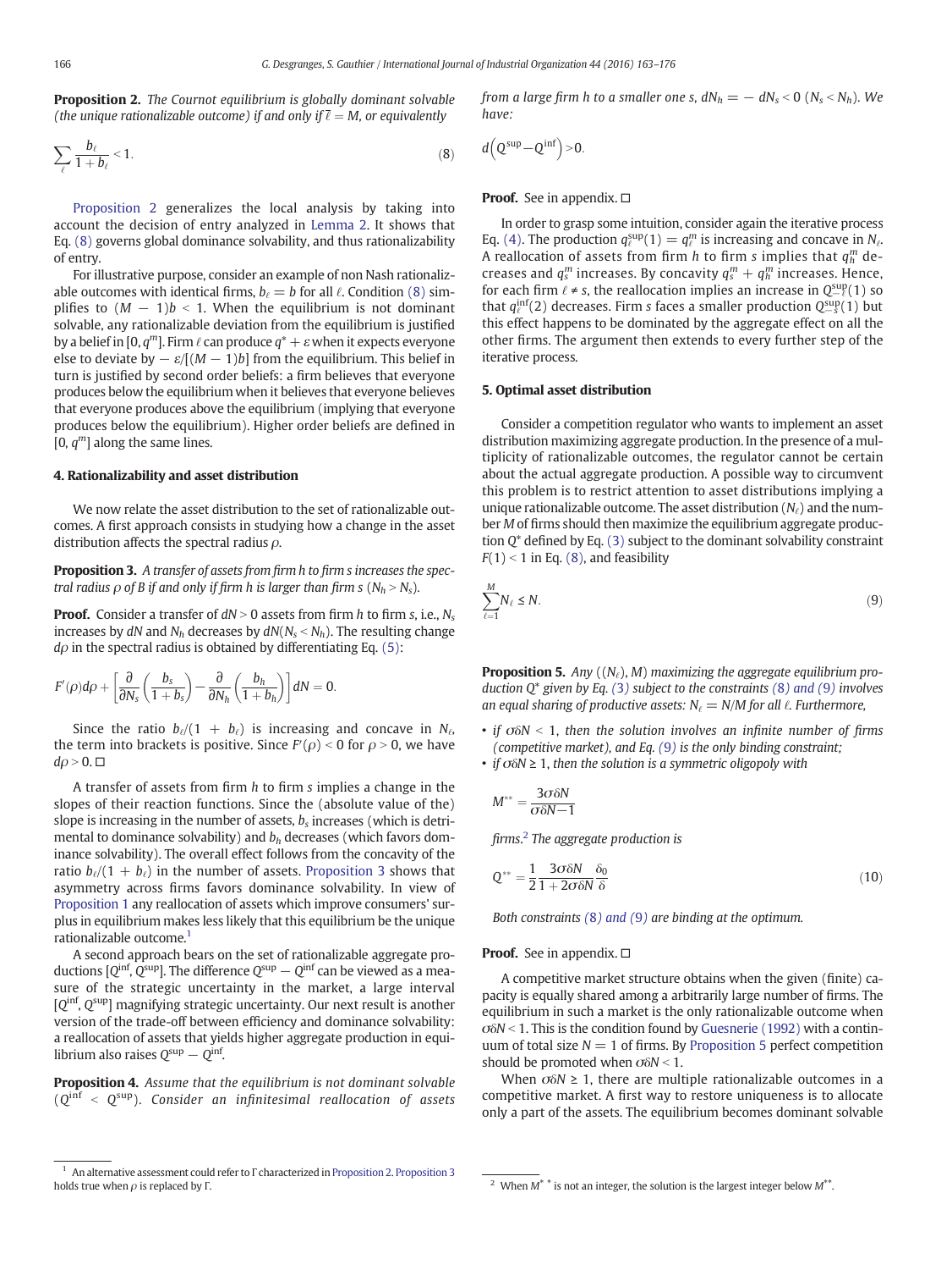**Proposition 2.** *The Cournot equilibrium is globally dominant solvable (the unique rationalizable outcome) if and only if $\bar{\ell} = M$, or equivalently*

$$\sum_{\ell} \frac{b_\ell}{1+b_\ell} < 1. \tag{8}$$

Proposition 2 generalizes the local analysis by taking into account the decision of entry analyzed in Lemma 2. It shows that Eq. (8) governs global dominance solvability, and thus rationalizability of entry.

For illustrative purpose, consider an example of non Nash rationalizable outcomes with identical firms, $b_\ell = b$ for all $\ell$. Condition (8) simplifies to $(M-1)b < 1$. When the equilibrium is not dominant solvable, any rationalizable deviation from the equilibrium is justified by a belief in $[0, q^m]$. Firm $\ell$ can produce $q^* + \varepsilon$ when it expects everyone else to deviate by $-\varepsilon/[(M-1)b]$ from the equilibrium. This belief in turn is justified by second order beliefs: a firm believes that everyone produces below the equilibrium when it believes that everyone believes that everyone produces above the equilibrium (implying that everyone produces below the equilibrium). Higher order beliefs are defined in $[0, q^m]$ along the same lines.

## 4. Rationalizability and asset distribution

We now relate the asset distribution to the set of rationalizable outcomes. A first approach consists in studying how a change in the asset distribution affects the spectral radius $\rho$.

**Proposition 3.** *A transfer of assets from firm h to firm s increases the spectral radius $\rho$ of B if and only if firm h is larger than firm s ($N_h > N_s$).*

**Proof.** Consider a transfer of $dN > 0$ assets from firm $h$ to firm $s$, i.e., $N_s$ increases by $dN$ and $N_h$ decreases by $dN (N_s < N_h)$. The resulting change $d\rho$ in the spectral radius is obtained by differentiating Eq. (5):

$$F'(\rho)d\rho + \left[\frac{\partial}{\partial N_s}\left(\frac{b_s}{1+b_s}\right) - \frac{\partial}{\partial N_h}\left(\frac{b_h}{1+b_h}\right)\right]dN = 0.$$

Since the ratio $b_\ell/(1 + b_\ell)$ is increasing and concave in $N_\ell$, the term into brackets is positive. Since $F'(\rho) < 0$ for $\rho > 0$, we have $d\rho > 0$. □

A transfer of assets from firm $h$ to firm $s$ implies a change in the slopes of their reaction functions. Since the (absolute value of the) slope is increasing in the number of assets, $b_s$ increases (which is detrimental to dominance solvability) and $b_h$ decreases (which favors dominance solvability). The overall effect follows from the concavity of the ratio $b_\ell/(1 + b_\ell)$ in the number of assets. Proposition 3 shows that asymmetry across firms favors dominance solvability. In view of Proposition 1 any reallocation of assets which improve consumers' surplus in equilibrium makes less likely that this equilibrium be the unique rationalizable outcome.[1]

A second approach bears on the set of rationalizable aggregate productions $[Q^{\inf}, Q^{\sup}]$. The difference $Q^{\sup} - Q^{\inf}$ can be viewed as a measure of the strategic uncertainty in the market, a large interval $[Q^{\inf}, Q^{\sup}]$ magnifying strategic uncertainty. Our next result is another version of the trade-off between efficiency and dominance solvability: a reallocation of assets that yields higher aggregate production in equilibrium also raises $Q^{\sup} - Q^{\inf}$.

**Proposition 4.** *Assume that the equilibrium is not dominant solvable ($Q^{\inf} < Q^{\sup}$). Consider an infinitesimal reallocation of assets from a large firm h to a smaller one s, $dN_h = -dN_s < 0$ ($N_s < N_h$). We have:*

$$d\left(Q^{\sup} - Q^{\inf}\right) > 0.$$

**Proof.** See in appendix. □

In order to grasp some intuition, consider again the iterative process Eq. (4). The production $q_\ell^{\sup}(1) = q_\ell^m$ is increasing and concave in $N_\ell$. A reallocation of assets from firm $h$ to firm $s$ implies that $q_h^m$ decreases and $q_s^m$ increases. By concavity $q_s^m + q_h^m$ increases. Hence, for each firm $\ell \neq s$, the reallocation implies an increase in $Q_{-\ell}^{\sup}(1)$ so that $q_\ell^{\inf}(2)$ decreases. Firm $s$ faces a smaller production $Q_{-s}^{\sup}(1)$ but this effect happens to be dominated by the aggregate effect on all the other firms. The argument then extends to every further step of the iterative process.

## 5. Optimal asset distribution

Consider a competition regulator who wants to implement an asset distribution maximizing aggregate production. In the presence of a multiplicity of rationalizable outcomes, the regulator cannot be certain about the actual aggregate production. A possible way to circumvent this problem is to restrict attention to asset distributions implying a unique rationalizable outcome. The asset distribution $(N_\ell)$ and the number $M$ of firms should then maximize the equilibrium aggregate production $Q^*$ defined by Eq. (3) subject to the dominant solvability constraint $F(1) < 1$ in Eq. (8), and feasibility

$$\sum_{\ell=1}^{M} N_\ell \leq N. \tag{9}$$

**Proposition 5.** *Any $((N_\ell), M)$ maximizing the aggregate equilibrium production $Q^*$ given by Eq. (3) subject to the constraints (8) and (9) involves an equal sharing of productive assets: $N_\ell = N/M$ for all $\ell$. Furthermore,*

- *if $\sigma\delta N < 1$, then the solution involves an infinite number of firms (competitive market), and Eq. (9) is the only binding constraint;*
- *if $\sigma\delta N \geq 1$, then the solution is a symmetric oligopoly with*

$$M^{**} = \frac{3\sigma\delta N}{\sigma\delta N - 1}$$

*firms.*[2] *The aggregate production is*

$$Q^{**} = \frac{1}{2}\frac{3\sigma\delta N}{1+2\sigma\delta N}\frac{\delta_0}{\delta} \tag{10}$$

*Both constraints (8) and (9) are binding at the optimum.*

**Proof.** See in appendix. □

A competitive market structure obtains when the given (finite) capacity is equally shared among a arbitrarily large number of firms. The equilibrium in such a market is the only rationalizable outcome when $\sigma\delta N < 1$. This is the condition found by Guesnerie (1992) with a continuum of total size $N = 1$ of firms. By Proposition 5 perfect competition should be promoted when $\sigma\delta N < 1$.

When $\sigma\delta N \geq 1$, there are multiple rationalizable outcomes in a competitive market. A first way to restore uniqueness is to allocate only a part of the assets. The equilibrium becomes dominant solvable

---

[1] An alternative assessment could refer to $\Gamma$ characterized in Proposition 2. Proposition 3 holds true when $\rho$ is replaced by $\Gamma$.

[2] When $M^{**}$ is not an integer, the solution is the largest integer below $M^{**}$.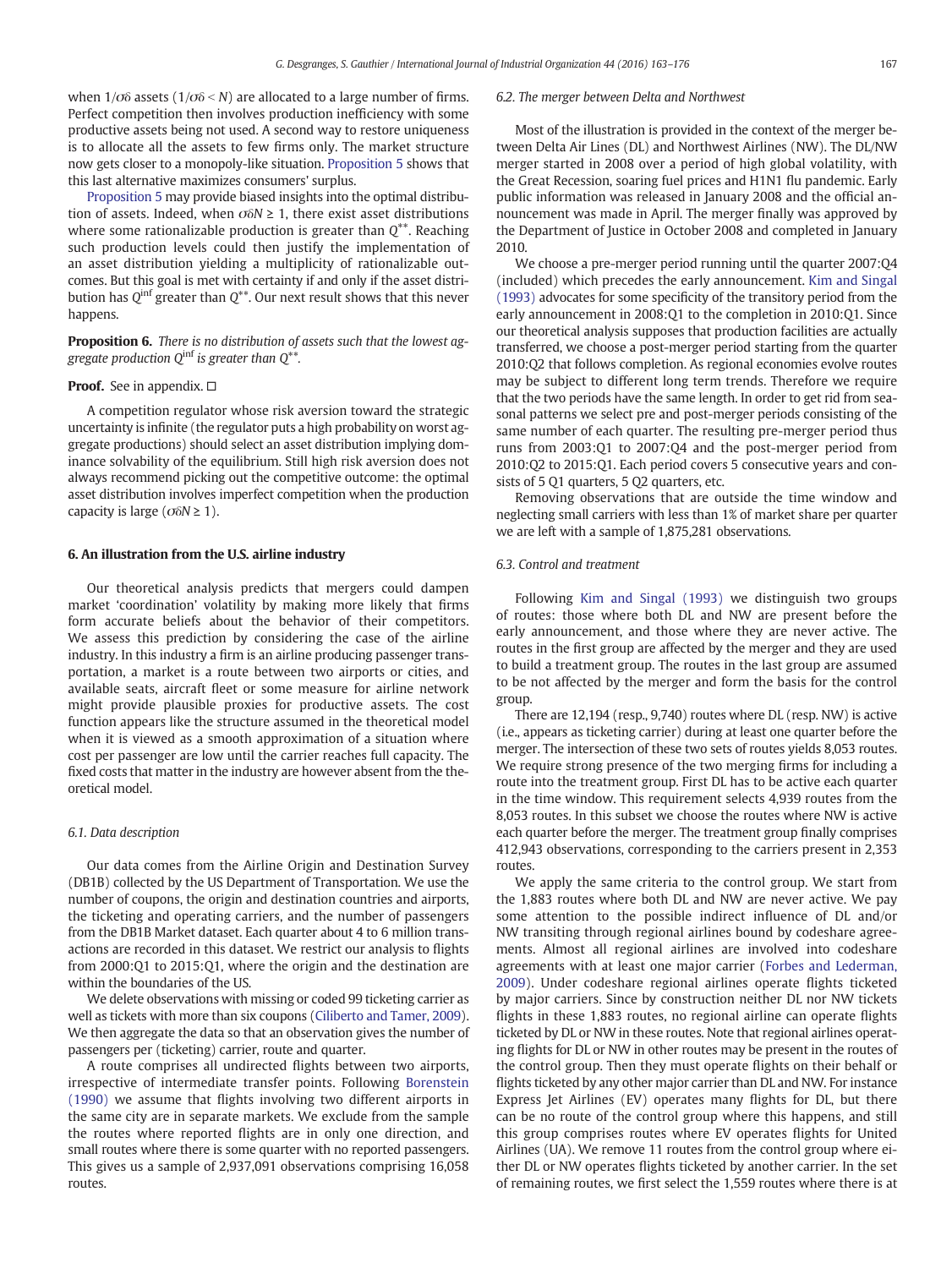when $1/\sigma\delta$ assets ($1/\sigma\delta < N$) are allocated to a large number of firms. Perfect competition then involves production inefficiency with some productive assets being not used. A second way to restore uniqueness is to allocate all the assets to few firms only. The market structure now gets closer to a monopoly-like situation. Proposition 5 shows that this last alternative maximizes consumers' surplus.

Proposition 5 may provide biased insights into the optimal distribution of assets. Indeed, when $\sigma\delta N \geq 1$, there exist asset distributions where some rationalizable production is greater than $Q^{**}$. Reaching such production levels could then justify the implementation of an asset distribution yielding a multiplicity of rationalizable outcomes. But this goal is met with certainty if and only if the asset distribution has $Q^{\inf}$ greater than $Q^{**}$. Our next result shows that this never happens.

**Proposition 6.** *There is no distribution of assets such that the lowest aggregate production $Q^{\inf}$ is greater than $Q^{**}$.*

**Proof.** See in appendix. □

A competition regulator whose risk aversion toward the strategic uncertainty is infinite (the regulator puts a high probability on worst aggregate productions) should select an asset distribution implying dominance solvability of the equilibrium. Still high risk aversion does not always recommend picking out the competitive outcome: the optimal asset distribution involves imperfect competition when the production capacity is large ($\sigma\delta N \geq 1$).

## 6. An illustration from the U.S. airline industry

Our theoretical analysis predicts that mergers could dampen market 'coordination' volatility by making more likely that firms form accurate beliefs about the behavior of their competitors. We assess this prediction by considering the case of the airline industry. In this industry a firm is an airline producing passenger transportation, a market is a route between two airports or cities, and available seats, aircraft fleet or some measure for airline network might provide plausible proxies for productive assets. The cost function appears like the structure assumed in the theoretical model when it is viewed as a smooth approximation of a situation where cost per passenger are low until the carrier reaches full capacity. The fixed costs that matter in the industry are however absent from the theoretical model.

### 6.1. Data description

Our data comes from the Airline Origin and Destination Survey (DB1B) collected by the US Department of Transportation. We use the number of coupons, the origin and destination countries and airports, the ticketing and operating carriers, and the number of passengers from the DB1B Market dataset. Each quarter about 4 to 6 million transactions are recorded in this dataset. We restrict our analysis to flights from 2000:Q1 to 2015:Q1, where the origin and the destination are within the boundaries of the US.

We delete observations with missing or coded 99 ticketing carrier as well as tickets with more than six coupons (Ciliberto and Tamer, 2009). We then aggregate the data so that an observation gives the number of passengers per (ticketing) carrier, route and quarter.

A route comprises all undirected flights between two airports, irrespective of intermediate transfer points. Following Borenstein (1990) we assume that flights involving two different airports in the same city are in separate markets. We exclude from the sample the routes where reported flights are in only one direction, and small routes where there is some quarter with no reported passengers. This gives us a sample of 2,937,091 observations comprising 16,058 routes.

### 6.2. The merger between Delta and Northwest

Most of the illustration is provided in the context of the merger between Delta Air Lines (DL) and Northwest Airlines (NW). The DL/NW merger started in 2008 over a period of high global volatility, with the Great Recession, soaring fuel prices and H1N1 flu pandemic. Early public information was released in January 2008 and the official announcement was made in April. The merger finally was approved by the Department of Justice in October 2008 and completed in January 2010.

We choose a pre-merger period running until the quarter 2007:Q4 (included) which precedes the early announcement. Kim and Singal (1993) advocates for some specificity of the transitory period from the early announcement in 2008:Q1 to the completion in 2010:Q1. Since our theoretical analysis supposes that production facilities are actually transferred, we choose a post-merger period starting from the quarter 2010:Q2 that follows completion. As regional economies evolve routes may be subject to different long term trends. Therefore we require that the two periods have the same length. In order to get rid from seasonal patterns we select pre and post-merger periods consisting of the same number of each quarter. The resulting pre-merger period thus runs from 2003:Q1 to 2007:Q4 and the post-merger period from 2010:Q2 to 2015:Q1. Each period covers 5 consecutive years and consists of 5 Q1 quarters, 5 Q2 quarters, etc.

Removing observations that are outside the time window and neglecting small carriers with less than 1% of market share per quarter we are left with a sample of 1,875,281 observations.

### 6.3. Control and treatment

Following Kim and Singal (1993) we distinguish two groups of routes: those where both DL and NW are present before the early announcement, and those where they are never active. The routes in the first group are affected by the merger and they are used to build a treatment group. The routes in the last group are assumed to be not affected by the merger and form the basis for the control group.

There are 12,194 (resp., 9,740) routes where DL (resp. NW) is active (i.e., appears as ticketing carrier) during at least one quarter before the merger. The intersection of these two sets of routes yields 8,053 routes. We require strong presence of the two merging firms for including a route into the treatment group. First DL has to be active each quarter in the time window. This requirement selects 4,939 routes from the 8,053 routes. In this subset we choose the routes where NW is active each quarter before the merger. The treatment group finally comprises 412,943 observations, corresponding to the carriers present in 2,353 routes.

We apply the same criteria to the control group. We start from the 1,883 routes where both DL and NW are never active. We pay some attention to the possible indirect influence of DL and/or NW transiting through regional airlines bound by codeshare agreements. Almost all regional airlines are involved into codeshare agreements with at least one major carrier (Forbes and Lederman, 2009). Under codeshare regional airlines operate flights ticketed by major carriers. Since by construction neither DL nor NW tickets flights in these 1,883 routes, no regional airline can operate flights ticketed by DL or NW in these routes. Note that regional airlines operating flights for DL or NW in other routes may be present in the routes of the control group. Then they must operate flights on their behalf or flights ticketed by any other major carrier than DL and NW. For instance Express Jet Airlines (EV) operates many flights for DL, but there can be no route of the control group where this happens, and still this group comprises routes where EV operates flights for United Airlines (UA). We remove 11 routes from the control group where either DL or NW operates flights ticketed by another carrier. In the set of remaining routes, we first select the 1,559 routes where there is at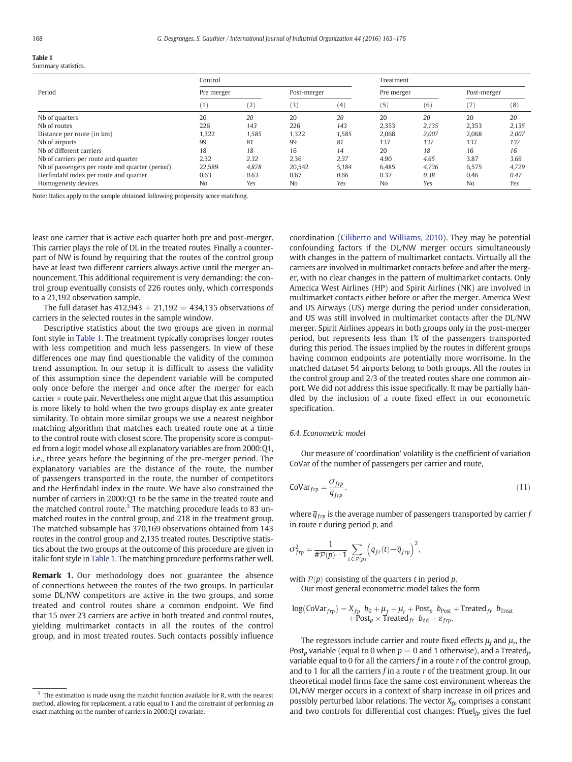**Table 1**
Summary statistics.

| Period | Control | | | | Treatment | | | |
|---|---|---|---|---|---|---|---|---|
| | Pre merger | | Post-merger | | Pre merger | | Post-merger | |
| | (1) | (2) | (3) | (4) | (5) | (6) | (7) | (8) |
| Nb of quarters | 20 | *20* | 20 | *20* | 20 | *20* | 20 | *20* |
| Nb of routes | 226 | *143* | 226 | *143* | 2,353 | *2,135* | 2,353 | *2,135* |
| Distance per route (in km) | 1,322 | *1,585* | 1,322 | *1,585* | 2,068 | *2,007* | 2,068 | *2,007* |
| Nb of airports | 99 | *81* | 99 | *81* | 137 | *137* | 137 | *137* |
| Nb of different carriers | 18 | *18* | 16 | *14* | 20 | *18* | 16 | *16* |
| Nb of carriers per route and quarter | 2.32 | *2.32* | 2.36 | *2.37* | 4.90 | *4.65* | 3.87 | *3.69* |
| Nb of passengers per route and quarter (*period*) | 22,589 | *4,878* | 20,542 | *5,184* | 6,485 | *4,736* | 6,575 | *4,729* |
| Herfindahl index per route and quarter | 0.63 | *0.63* | 0.67 | *0.66* | 0.37 | *0.38* | 0.46 | *0.47* |
| Homogeneity devices | No | *Yes* | No | *Yes* | No | *Yes* | No | *Yes* |

Note: Italics apply to the sample obtained following propensity score matching.

least one carrier that is active each quarter both pre and post-merger. This carrier plays the role of DL in the treated routes. Finally a counterpart of NW is found by requiring that the routes of the control group have at least two different carriers always active until the merger announcement. This additional requirement is very demanding: the control group eventually consists of 226 routes only, which corresponds to a 21,192 observation sample.

The full dataset has 412,943 + 21,192 = 434,135 observations of carriers in the selected routes in the sample window.

Descriptive statistics about the two groups are given in normal font style in Table 1. The treatment typically comprises longer routes with less competition and much less passengers. In view of these differences one may find questionable the validity of the common trend assumption. In our setup it is difficult to assess the validity of this assumption since the dependent variable will be computed only once before the merger and once after the merger for each carrier × route pair. Nevertheless one might argue that this assumption is more likely to hold when the two groups display ex ante greater similarity. To obtain more similar groups we use a nearest neighbor matching algorithm that matches each treated route one at a time to the control route with closest score. The propensity score is computed from a logit model whose all explanatory variables are from 2000:Q1, i.e., three years before the beginning of the pre-merger period. The explanatory variables are the distance of the route, the number of passengers transported in the route, the number of competitors and the Herfindahl index in the route. We have also constrained the number of carriers in 2000:Q1 to be the same in the treated route and the matched control route.[3] The matching procedure leads to 83 unmatched routes in the control group, and 218 in the treatment group. The matched subsample has 370,169 observations obtained from 143 routes in the control group and 2,135 treated routes. Descriptive statistics about the two groups at the outcome of this procedure are given in italic font style in Table 1. The matching procedure performs rather well.

**Remark 1.** Our methodology does not guarantee the absence of connections between the routes of the two groups. In particular some DL/NW competitors are active in the two groups, and some treated and control routes share a common endpoint. We find that 15 over 23 carriers are active in both treated and control routes, yielding multimarket contacts in all the routes of the control group, and in most treated routes. Such contacts possibly influence coordination (Ciliberto and Williams, 2010). They may be potential confounding factors if the DL/NW merger occurs simultaneously with changes in the pattern of multimarket contacts. Virtually all the carriers are involved in multimarket contacts before and after the merger, with no clear changes in the pattern of multimarket contacts. Only America West Airlines (HP) and Spirit Airlines (NK) are involved in multimarket contacts either before or after the merger. America West and US Airways (US) merge during the period under consideration, and US was still involved in multimarket contacts after the DL/NW merger. Spirit Airlines appears in both groups only in the post-merger period, but represents less than 1% of the passengers transported during this period. The issues implied by the routes in different groups having common endpoints are potentially more worrisome. In the matched dataset 54 airports belong to both groups. All the routes in the control group and 2/3 of the treated routes share one common airport. We did not address this issue specifically. It may be partially handled by the inclusion of a route fixed effect in our econometric specification.

### 6.4. Econometric model

Our measure of 'coordination' volatility is the coefficient of variation CoVar of the number of passengers per carrier and route,

$$\text{CoVar}_{frp} = \frac{\sigma_{frp}}{\overline{q}_{frp}}, \tag{11}$$

where $\overline{q}_{frp}$ is the average number of passengers transported by carrier $f$ in route $r$ during period $p$, and

$$\sigma^2_{frp} = \frac{1}{\#\mathcal{P}(p) - 1} \sum_{t \in \mathcal{P}(p)} \left( q_{fr}(t) - \overline{q}_{frp} \right)^2,$$

with $\mathcal{P}(p)$ consisting of the quarters $t$ in period $p$.

Our most general econometric model takes the form

$$\log(\text{CoVar}_{frp}) = X_{fp}\ b_0 + \mu_f + \mu_r + \text{Post}_p\ b_{\text{Post}} + \text{Treated}_{fr}\ b_{\text{Treat}} + \text{Post}_p \times \text{Treated}_{fr}\ b_{\text{dd}} + \varepsilon_{frp}.$$

The regressors include carrier and route fixed effects $\mu_f$ and $\mu_r$, the $\text{Post}_p$ variable (equal to 0 when $p = 0$ and 1 otherwise), and a $\text{Treated}_{fr}$ variable equal to 0 for all the carriers $f$ in a route $r$ of the control group, and to 1 for all the carriers $f$ in a route $r$ of the treatment group. In our theoretical model firms face the same cost environment whereas the DL/NW merger occurs in a context of sharp increase in oil prices and possibly perturbed labor relations. The vector $X_{fp}$ comprises a constant and two controls for differential cost changes: $\text{Pfuel}_{fp}$ gives the fuel

[3] The estimation is made using the matchit function available for R, with the nearest method, allowing for replacement, a ratio equal to 1 and the constraint of performing an exact matching on the number of carriers in 2000:Q1 covariate.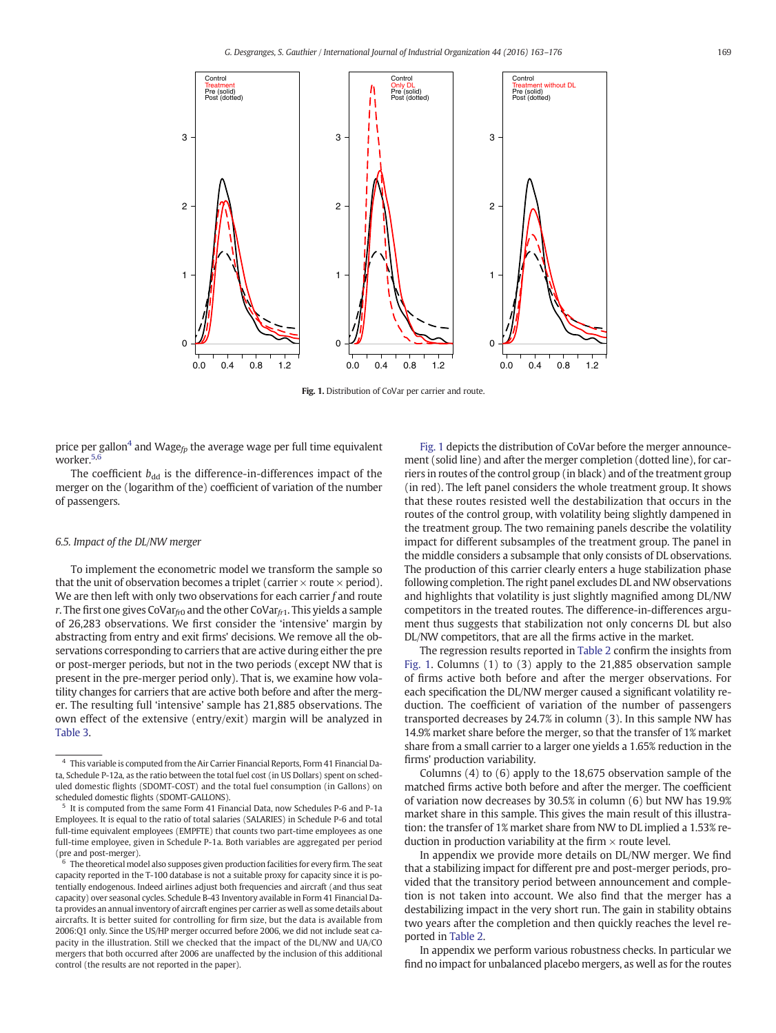Fig. 1. Distribution of CoVar per carrier and route.

price per gallon[4] and $\text{Wage}_{fp}$ the average wage per full time equivalent worker.[5,6]

The coefficient $b_{\text{dd}}$ is the difference-in-differences impact of the merger on the (logarithm of the) coefficient of variation of the number of passengers.

### 6.5. Impact of the DL/NW merger

To implement the econometric model we transform the sample so that the unit of observation becomes a triplet (carrier × route × period). We are then left with only two observations for each carrier $f$ and route $r$. The first one gives $\text{CoVar}_{fr0}$ and the other $\text{CoVar}_{fr1}$. This yields a sample of 26,283 observations. We first consider the 'intensive' margin by abstracting from entry and exit firms' decisions. We remove all the observations corresponding to carriers that are active during either the pre or post-merger periods, but not in the two periods (except NW that is present in the pre-merger period only). That is, we examine how volatility changes for carriers that are active both before and after the merger. The resulting full 'intensive' sample has 21,885 observations. The own effect of the extensive (entry/exit) margin will be analyzed in Table 3.

Fig. 1 depicts the distribution of CoVar before the merger announcement (solid line) and after the merger completion (dotted line), for carriers in routes of the control group (in black) and of the treatment group (in red). The left panel considers the whole treatment group. It shows that these routes resisted well the destabilization that occurs in the routes of the control group, with volatility being slightly dampened in the treatment group. The two remaining panels describe the volatility impact for different subsamples of the treatment group. The panel in the middle considers a subsample that only consists of DL observations. The production of this carrier clearly enters a huge stabilization phase following completion. The right panel excludes DL and NW observations and highlights that volatility is just slightly magnified among DL/NW competitors in the treated routes. The difference-in-differences argument thus suggests that stabilization not only concerns DL but also DL/NW competitors, that are all the firms active in the market.

The regression results reported in Table 2 confirm the insights from Fig. 1. Columns (1) to (3) apply to the 21,885 observation sample of firms active both before and after the merger observations. For each specification the DL/NW merger caused a significant volatility reduction. The coefficient of variation of the number of passengers transported decreases by 24.7% in column (3). In this sample NW has 14.9% market share before the merger, so that the transfer of 1% market share from a small carrier to a larger one yields a 1.65% reduction in the firms' production variability.

Columns (4) to (6) apply to the 18,675 observation sample of the matched firms active both before and after the merger. The coefficient of variation now decreases by 30.5% in column (6) but NW has 19.9% market share in this sample. This gives the main result of this illustration: the transfer of 1% market share from NW to DL implied a 1.53% reduction in production variability at the firm × route level.

In appendix we provide more details on DL/NW merger. We find that a stabilizing impact for different pre and post-merger periods, provided that the transitory period between announcement and completion is not taken into account. We also find that the merger has a destabilizing impact in the very short run. The gain in stability obtains two years after the completion and then quickly reaches the level reported in Table 2.

In appendix we perform various robustness checks. In particular we find no impact for unbalanced placebo mergers, as well as for the routes

---

[4] This variable is computed from the Air Carrier Financial Reports, Form 41 Financial Data, Schedule P-12a, as the ratio between the total fuel cost (in US Dollars) spent on scheduled domestic flights (SDOMT-COST) and the total fuel consumption (in Gallons) on scheduled domestic flights (SDOMT-GALLONS).

[5] It is computed from the same Form 41 Financial Data, now Schedules P-6 and P-1a Employees. It is equal to the ratio of total salaries (SALARIES) in Schedule P-6 and total full-time equivalent employees (EMPFTE) that counts two part-time employees as one full-time employee, given in Schedule P-1a. Both variables are aggregated per period (pre and post-merger).

[6] The theoretical model also supposes given production facilities for every firm. The seat capacity reported in the T-100 database is not a suitable proxy for capacity since it is potentially endogenous. Indeed airlines adjust both frequencies and aircraft (and thus seat capacity) over seasonal cycles. Schedule B-43 Inventory available in Form 41 Financial Data provides an annual inventory of aircraft engines per carrier as well as some details about aircrafts. It is better suited for controlling for firm size, but the data is available from 2006:Q1 only. Since the US/HP merger occurred before 2006, we did not include seat capacity in the illustration. Still we checked that the impact of the DL/NW and UA/CO mergers that both occurred after 2006 are unaffected by the inclusion of this additional control (the results are not reported in the paper).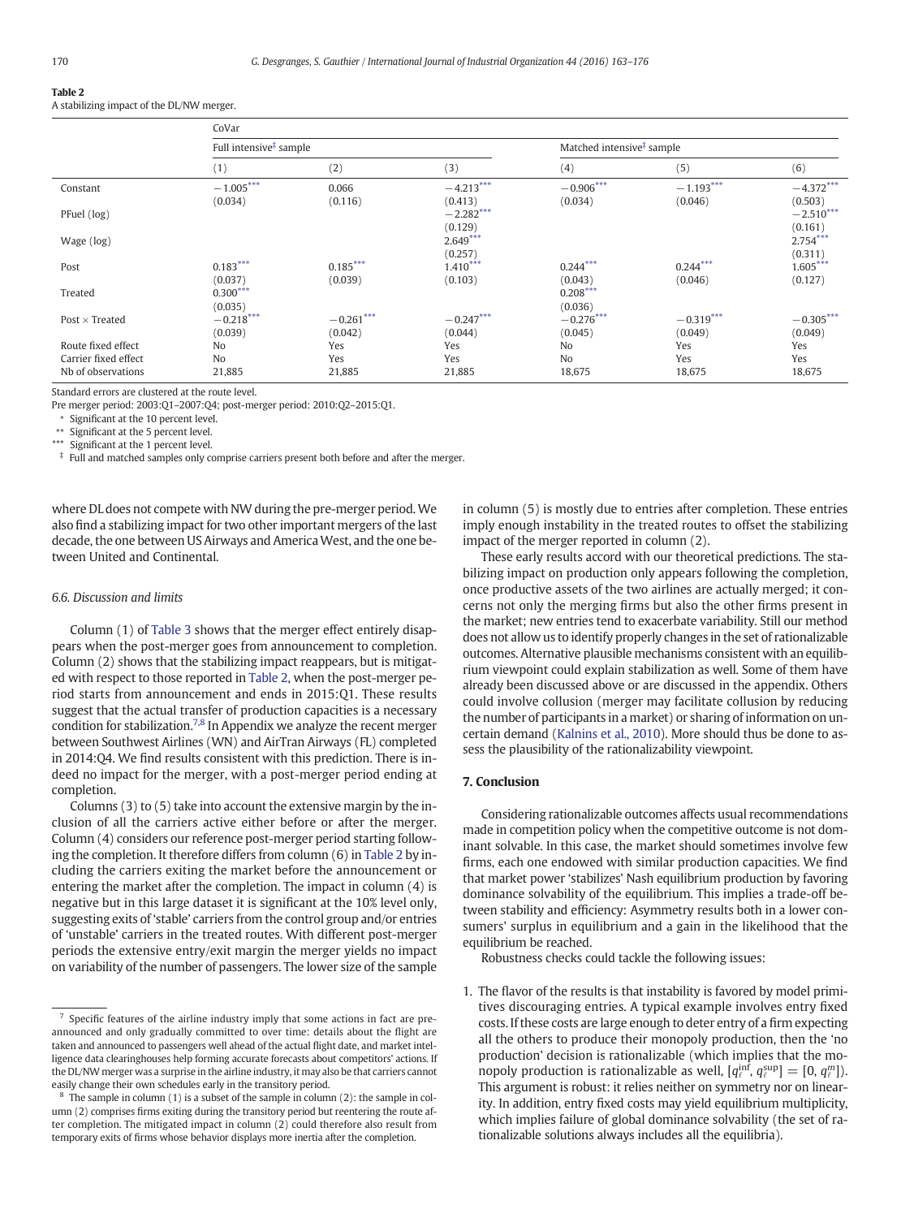**Table 2**
A stabilizing impact of the DL/NW merger.

| | CoVar | | | | | |
|---|---|---|---|---|---|---|
| | Full intensive[‡] sample | | | Matched intensive[‡] sample | | |
| | (1) | (2) | (3) | (4) | (5) | (6) |
| Constant | −1.005*** | 0.066 | −4.213*** | −0.906*** | −1.193*** | −4.372*** |
| | (0.034) | (0.116) | (0.413) | (0.034) | (0.046) | (0.503) |
| PFuel (log) | | | −2.282*** | | | −2.510*** |
| | | | (0.129) | | | (0.161) |
| Wage (log) | | | 2.649*** | | | 2.754*** |
| | | | (0.257) | | | (0.311) |
| Post | 0.183*** | 0.185*** | 1.410*** | 0.244*** | 0.244*** | 1.605*** |
| | (0.037) | (0.039) | (0.103) | (0.043) | (0.046) | (0.127) |
| Treated | 0.300*** | | | 0.208*** | | |
| | (0.035) | | | (0.036) | | |
| Post × Treated | −0.218*** | −0.261*** | −0.247*** | −0.276*** | −0.319*** | −0.305*** |
| | (0.039) | (0.042) | (0.044) | (0.045) | (0.049) | (0.049) |
| Route fixed effect | No | Yes | Yes | No | Yes | Yes |
| Carrier fixed effect | No | Yes | Yes | No | Yes | Yes |
| Nb of observations | 21,885 | 21,885 | 21,885 | 18,675 | 18,675 | 18,675 |

Standard errors are clustered at the route level.
Pre merger period: 2003:Q1–2007:Q4; post-merger period: 2010:Q2–2015:Q1.
\* Significant at the 10 percent level.
\*\* Significant at the 5 percent level.
\*\*\* Significant at the 1 percent level.
‡ Full and matched samples only comprise carriers present both before and after the merger.

where DL does not compete with NW during the pre-merger period. We also find a stabilizing impact for two other important mergers of the last decade, the one between US Airways and America West, and the one between United and Continental.

### 6.6. Discussion and limits

Column (1) of Table 3 shows that the merger effect entirely disappears when the post-merger goes from announcement to completion. Column (2) shows that the stabilizing impact reappears, but is mitigated with respect to those reported in Table 2, when the post-merger period starts from announcement and ends in 2015:Q1. These results suggest that the actual transfer of production capacities is a necessary condition for stabilization.[7,8] In Appendix we analyze the recent merger between Southwest Airlines (WN) and AirTran Airways (FL) completed in 2014:Q4. We find results consistent with this prediction. There is indeed no impact for the merger, with a post-merger period ending at completion.

Columns (3) to (5) take into account the extensive margin by the inclusion of all the carriers active either before or after the merger. Column (4) considers our reference post-merger period starting following the completion. It therefore differs from column (6) in Table 2 by including the carriers exiting the market before the announcement or entering the market after the completion. The impact in column (4) is negative but in this large dataset it is significant at the 10% level only, suggesting exits of 'stable' carriers from the control group and/or entries of 'unstable' carriers in the treated routes. With different post-merger periods the extensive entry/exit margin the merger yields no impact on variability of the number of passengers. The lower size of the sample in column (5) is mostly due to entries after completion. These entries imply enough instability in the treated routes to offset the stabilizing impact of the merger reported in column (2).

These early results accord with our theoretical predictions. The stabilizing impact on production only appears following the completion, once productive assets of the two airlines are actually merged; it concerns not only the merging firms but also the other firms present in the market; new entries tend to exacerbate variability. Still our method does not allow us to identify properly changes in the set of rationalizable outcomes. Alternative plausible mechanisms consistent with an equilibrium viewpoint could explain stabilization as well. Some of them have already been discussed above or are discussed in the appendix. Others could involve collusion (merger may facilitate collusion by reducing the number of participants in a market) or sharing of information on uncertain demand (Kalnins et al., 2010). More should thus be done to assess the plausibility of the rationalizability viewpoint.

## 7. Conclusion

Considering rationalizable outcomes affects usual recommendations made in competition policy when the competitive outcome is not dominant solvable. In this case, the market should sometimes involve few firms, each one endowed with similar production capacities. We find that market power 'stabilizes' Nash equilibrium production by favoring dominance solvability of the equilibrium. This implies a trade-off between stability and efficiency: Asymmetry results both in a lower consumers' surplus in equilibrium and a gain in the likelihood that the equilibrium be reached.

Robustness checks could tackle the following issues:

1. The flavor of the results is that instability is favored by model primitives discouraging entries. A typical example involves entry fixed costs. If these costs are large enough to deter entry of a firm expecting all the others to produce their monopoly production, then the 'no production' decision is rationalizable (which implies that the monopoly production is rationalizable as well, $[q_i^{\inf}, q_i^{\sup}] = [0, q_i^m]$). This argument is robust: it relies neither on symmetry nor on linearity. In addition, entry fixed costs may yield equilibrium multiplicity, which implies failure of global dominance solvability (the set of rationalizable solutions always includes all the equilibria).

---

[7] Specific features of the airline industry imply that some actions in fact are preannounced and only gradually committed to over time: details about the flight are taken and announced to passengers well ahead of the actual flight date, and market intelligence data clearinghouses help forming accurate forecasts about competitors' actions. If the DL/NW merger was a surprise in the airline industry, it may also be that carriers cannot easily change their own schedules early in the transitory period.

[8] The sample in column (1) is a subset of the sample in column (2): the sample in column (2) comprises firms exiting during the transitory period but reentering the route after completion. The mitigated impact in column (2) could therefore also result from temporary exits of firms whose behavior displays more inertia after the completion.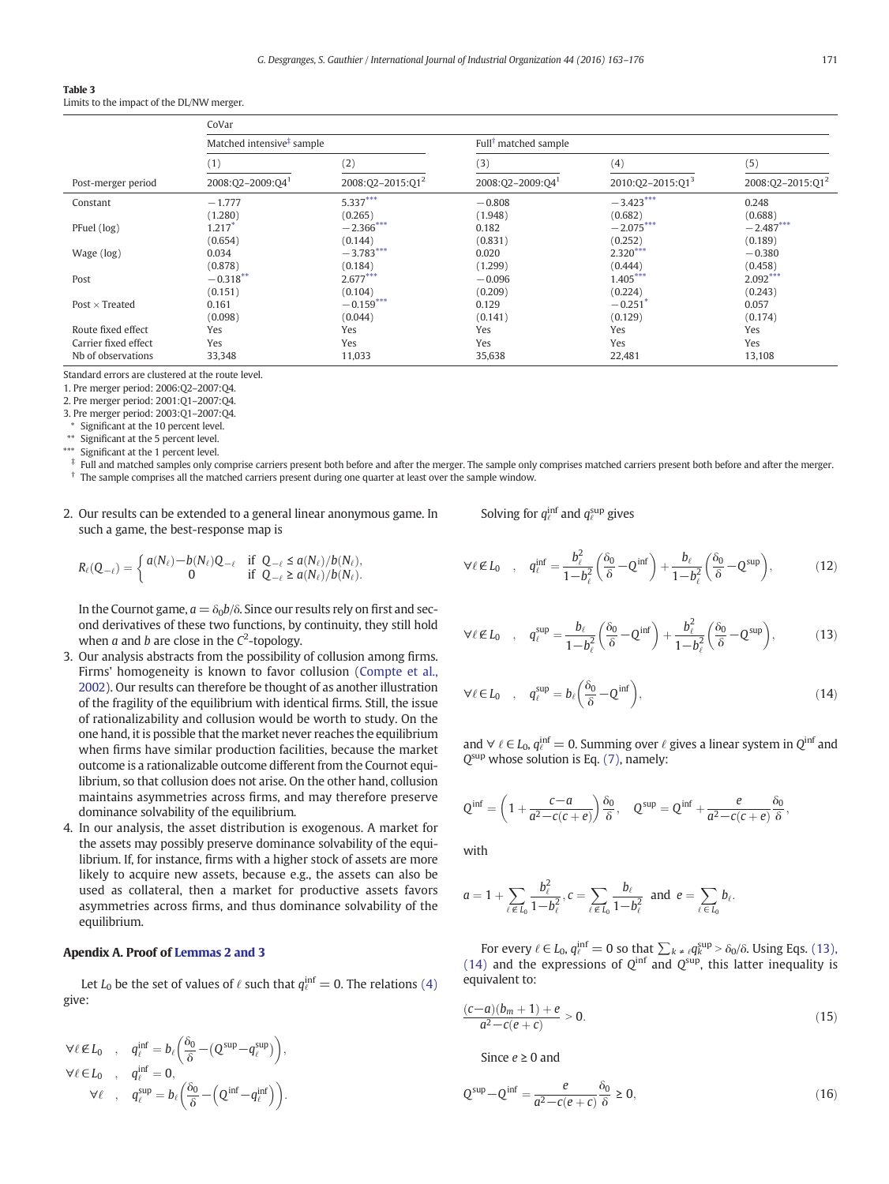**Table 3**
Limits to the impact of the DL/NW merger.

| | CoVar | | | | |
|---|---|---|---|---|---|
| | Matched intensive[‡] sample | | Full[†] matched sample | | |
| | (1) | (2) | (3) | (4) | (5) |
| Post-merger period | 2008:Q2–2009:Q4[1] | 2008:Q2–2015:Q1[2] | 2008:Q2–2009:Q4[1] | 2010:Q2–2015:Q1[3] | 2008:Q2–2015:Q1[2] |
| Constant | −1.777 | 5.337*** | −0.808 | −3.423*** | 0.248 |
| | (1.280) | (0.265) | (1.948) | (0.682) | (0.688) |
| PFuel (log) | 1.217* | −2.366*** | 0.182 | −2.075*** | −2.487*** |
| | (0.654) | (0.144) | (0.831) | (0.252) | (0.189) |
| Wage (log) | 0.034 | −3.783*** | 0.020 | 2.320*** | −0.380 |
| | (0.878) | (0.184) | (1.299) | (0.444) | (0.458) |
| Post | −0.318** | 2.677*** | −0.096 | 1.405*** | 2.092*** |
| | (0.151) | (0.104) | (0.209) | (0.224) | (0.243) |
| Post × Treated | 0.161 | −0.159*** | 0.129 | −0.251* | 0.057 |
| | (0.098) | (0.044) | (0.141) | (0.129) | (0.174) |
| Route fixed effect | Yes | Yes | Yes | Yes | Yes |
| Carrier fixed effect | Yes | Yes | Yes | Yes | Yes |
| Nb of observations | 33,348 | 11,033 | 35,638 | 22,481 | 13,108 |

Standard errors are clustered at the route level.
1. Pre merger period: 2006:Q2–2007:Q4.
2. Pre merger period: 2001:Q1–2007:Q4.
3. Pre merger period: 2003:Q1–2007:Q4.
\* Significant at the 10 percent level.
\*\* Significant at the 5 percent level.
\*\*\* Significant at the 1 percent level.
‡ Full and matched samples only comprise carriers present both before and after the merger. The sample only comprises matched carriers present both before and after the merger.
† The sample comprises all the matched carriers present during one quarter at least over the sample window.

2. Our results can be extended to a general linear anonymous game. In such a game, the best-response map is

$$R_\ell(Q_{-\ell}) = \begin{cases} a(N_\ell)-b(N_\ell)Q_{-\ell} & \text{if } \; Q_{-\ell} \le a(N_\ell)/b(N_\ell), \\ 0 & \text{if } \; Q_{-\ell} \ge a(N_\ell)/b(N_\ell). \end{cases}$$

In the Cournot game, $a = \delta_0 b/\delta$. Since our results rely on first and second derivatives of these two functions, by continuity, they still hold when $a$ and $b$ are close in the $C^2$-topology.

3. Our analysis abstracts from the possibility of collusion among firms. Firms' homogeneity is known to favor collusion (Compte et al., 2002). Our results can therefore be thought of as another illustration of the fragility of the equilibrium with identical firms. Still, the issue of rationalizability and collusion would be worth to study. On the one hand, it is possible that the market never reaches the equilibrium when firms have similar production facilities, because the market outcome is a rationalizable outcome different from the Cournot equilibrium, so that collusion does not arise. On the other hand, collusion maintains asymmetries across firms, and may therefore preserve dominance solvability of the equilibrium.

4. In our analysis, the asset distribution is exogenous. A market for the assets may possibly preserve dominance solvability of the equilibrium. If, for instance, firms with a higher stock of assets are more likely to acquire new assets, because e.g., the assets can also be used as collateral, then a market for productive assets favors asymmetries across firms, and thus dominance solvability of the equilibrium.

## Apendix A. Proof of Lemmas 2 and 3

Let $L_0$ be the set of values of $\ell$ such that $q_\ell^{\inf} = 0$. The relations (4) give:

$$\forall \ell \notin L_0 \quad , \quad q_\ell^{\inf} = b_\ell\left(\frac{\delta_0}{\delta} - \left(Q^{\sup} - q_\ell^{\sup}\right)\right),$$
$$\forall \ell \in L_0 \quad , \quad q_\ell^{\inf} = 0,$$
$$\forall \ell \quad , \quad q_\ell^{\sup} = b_\ell\left(\frac{\delta_0}{\delta} - \left(Q^{\inf} - q_\ell^{\inf}\right)\right).$$

Solving for $q_\ell^{\inf}$ and $q_\ell^{\sup}$ gives

$$\forall \ell \notin L_0 \quad , \quad q_\ell^{\inf} = \frac{b_\ell^2}{1-b_\ell^2}\left(\frac{\delta_0}{\delta} - Q^{\inf}\right) + \frac{b_\ell}{1-b_\ell^2}\left(\frac{\delta_0}{\delta} - Q^{\sup}\right), \tag{12}$$

$$\forall \ell \notin L_0 \quad , \quad q_\ell^{\sup} = \frac{b_\ell}{1-b_\ell^2}\left(\frac{\delta_0}{\delta} - Q^{\inf}\right) + \frac{b_\ell^2}{1-b_\ell^2}\left(\frac{\delta_0}{\delta} - Q^{\sup}\right), \tag{13}$$

$$\forall \ell \in L_0 \quad , \quad q_\ell^{\sup} = b_\ell\left(\frac{\delta_0}{\delta} - Q^{\inf}\right), \tag{14}$$

and $\forall\, \ell \in L_0$, $q_\ell^{\inf} = 0$. Summing over $\ell$ gives a linear system in $Q^{\inf}$ and $Q^{\sup}$ whose solution is Eq. (7), namely:

$$Q^{\inf} = \left(1 + \frac{c-a}{a^2 - c(c+e)}\right)\frac{\delta_0}{\delta}, \quad Q^{\sup} = Q^{\inf} + \frac{e}{a^2 - c(c+e)}\frac{\delta_0}{\delta},$$

with

$$a = 1 + \sum_{\ell \notin L_0} \frac{b_\ell^2}{1-b_\ell^2}, c = \sum_{\ell \notin L_0} \frac{b_\ell}{1-b_\ell^2} \text{ and } e = \sum_{\ell \in L_0} b_\ell.$$

For every $\ell \in L_0$, $q_\ell^{\inf} = 0$ so that $\sum_{k \neq \ell} q_k^{\sup} > \delta_0/\delta$. Using Eqs. (13), (14) and the expressions of $Q^{\inf}$ and $Q^{\sup}$, this latter inequality is equivalent to:

$$\frac{(c-a)(b_m+1)+e}{a^2 - c(e+c)} > 0. \tag{15}$$

Since $e \ge 0$ and

$$Q^{\sup} - Q^{\inf} = \frac{e}{a^2 - c(e+c)}\frac{\delta_0}{\delta} \ge 0, \tag{16}$$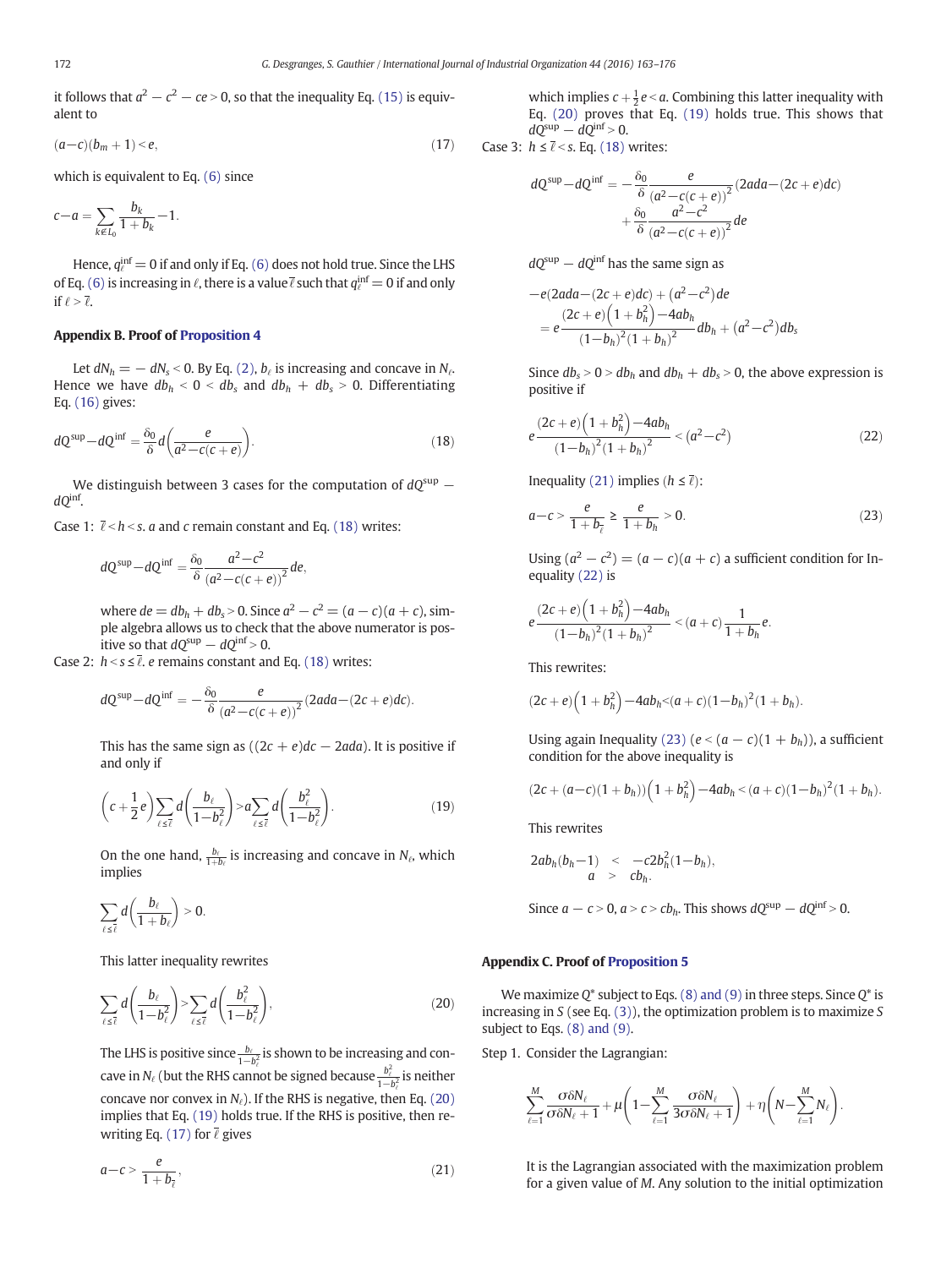it follows that $a^2 - c^2 - ce > 0$, so that the inequality Eq. (15) is equivalent to

$$(a-c)(b_m+1) < e, \tag{17}$$

which is equivalent to Eq. (6) since

$$c-a = \sum_{k \notin L_0} \frac{b_k}{1+b_k} - 1.$$

Hence, $q_\ell^{\inf} = 0$ if and only if Eq. (6) does not hold true. Since the LHS of Eq. (6) is increasing in $\ell$, there is a value $\bar{\ell}$ such that $q_\ell^{\inf} = 0$ if and only if $\ell > \bar{\ell}$.

## Appendix B. Proof of Proposition 4

Let $dN_h = -dN_s < 0$. By Eq. (2), $b_\ell$ is increasing and concave in $N_\ell$. Hence we have $db_h < 0 < db_s$ and $db_h + db_s > 0$. Differentiating Eq. (16) gives:

$$dQ^{\sup} - dQ^{\inf} = \frac{\delta_0}{\delta} d\left(\frac{e}{a^2 - c(c+e)}\right). \tag{18}$$

We distinguish between 3 cases for the computation of $dQ^{\sup} - dQ^{\inf}$.

Case 1: $\bar{\ell} < h < s$. $a$ and $c$ remain constant and Eq. (18) writes:

$$dQ^{\sup} - dQ^{\inf} = \frac{\delta_0}{\delta} \frac{a^2 - c^2}{(a^2 - c(c+e))^2} de,$$

where $de = db_h + db_s > 0$. Since $a^2 - c^2 = (a - c)(a + c)$, simple algebra allows us to check that the above numerator is positive so that $dQ^{\sup} - dQ^{\inf} > 0$.

Case 2: $h < s \le \bar{\ell}$. $e$ remains constant and Eq. (18) writes:

$$dQ^{\sup} - dQ^{\inf} = -\frac{\delta_0}{\delta} \frac{e}{(a^2 - c(c+e))^2} (2ada - (2c+e)dc).$$

This has the same sign as $((2c + e)dc - 2ada)$. It is positive if and only if

$$\left(c + \frac{1}{2}e\right) \sum_{\ell \le \bar{\ell}} d\left(\frac{b_\ell}{1 - b_\ell^2}\right) > a \sum_{\ell \le \bar{\ell}} d\left(\frac{b_\ell^2}{1 - b_\ell^2}\right). \tag{19}$$

On the one hand, $\frac{b_\ell}{1+b_\ell}$ is increasing and concave in $N_\ell$, which implies

$$\sum_{\ell \le \bar{\ell}} d\left(\frac{b_\ell}{1 + b_\ell}\right) > 0.$$

This latter inequality rewrites

$$\sum_{\ell \le \bar{\ell}} d\left(\frac{b_\ell}{1 - b_\ell^2}\right) > \sum_{\ell \le \bar{\ell}} d\left(\frac{b_\ell^2}{1 - b_\ell^2}\right), \tag{20}$$

The LHS is positive since $\frac{b_\ell}{1-b_\ell^2}$ is shown to be increasing and concave in $N_\ell$ (but the RHS cannot be signed because $\frac{b_\ell^2}{1-b_\ell^2}$ is neither concave nor convex in $N_\ell$). If the RHS is negative, then Eq. (20) implies that Eq. (19) holds true. If the RHS is positive, then rewriting Eq. (17) for $\bar{\ell}$ gives

$$a - c > \frac{e}{1 + b_{\bar{\ell}}}, \tag{21}$$

which implies $c + \frac{1}{2}e < a$. Combining this latter inequality with Eq. (20) proves that Eq. (19) holds true. This shows that $dQ^{\sup} - dQ^{\inf} > 0$.

Case 3: $h \le \bar{\ell} < s$. Eq. (18) writes:

$$dQ^{\sup} - dQ^{\inf} = -\frac{\delta_0}{\delta} \frac{e}{(a^2 - c(c+e))^2} (2ada - (2c+e)dc) + \frac{\delta_0}{\delta} \frac{a^2 - c^2}{(a^2 - c(c+e))^2} de$$

$dQ^{\sup} - dQ^{\inf}$ has the same sign as

$$-e(2ada - (2c+e)dc) + (a^2 - c^2)de = e\frac{(2c+e)\left(1 + b_h^2\right) - 4ab_h}{(1 - b_h)^2(1 + b_h)^2} db_h + (a^2 - c^2)db_s$$

Since $db_s > 0 > db_h$ and $db_h + db_s > 0$, the above expression is positive if

$$e\frac{(2c+e)\left(1 + b_h^2\right) - 4ab_h}{(1 - b_h)^2(1 + b_h)^2} < (a^2 - c^2) \tag{22}$$

Inequality (21) implies ($h \le \bar{\ell}$):

$$a - c > \frac{e}{1 + b_{\bar{\ell}}} \ge \frac{e}{1 + b_h} > 0. \tag{23}$$

Using $(a^2 - c^2) = (a - c)(a + c)$ a sufficient condition for Inequality (22) is

$$e\frac{(2c+e)\left(1 + b_h^2\right) - 4ab_h}{(1 - b_h)^2(1 + b_h)^2} < (a + c)\frac{1}{1 + b_h} e.$$

This rewrites:

$$(2c+e)\left(1 + b_h^2\right) - 4ab_h < (a + c)(1 - b_h)^2(1 + b_h).$$

Using again Inequality (23) ($e < (a - c)(1 + b_h)$), a sufficient condition for the above inequality is

$$(2c + (a - c)(1 + b_h))\left(1 + b_h^2\right) - 4ab_h < (a + c)(1 - b_h)^2(1 + b_h).$$

This rewrites

$$\begin{aligned} 2ab_h(b_h - 1) &< -c2b_h^2(1 - b_h), \\ a &> cb_h. \end{aligned}$$

Since $a - c > 0$, $a > c > cb_h$. This shows $dQ^{\sup} - dQ^{\inf} > 0$.

## Appendix C. Proof of Proposition 5

We maximize $Q^*$ subject to Eqs. (8) and (9) in three steps. Since $Q^*$ is increasing in $S$ (see Eq. (3)), the optimization problem is to maximize $S$ subject to Eqs. (8) and (9).

Step 1. Consider the Lagrangian:

$$\sum_{\ell=1}^{M} \frac{\sigma \delta N_\ell}{\sigma \delta N_\ell + 1} + \mu\left(1 - \sum_{\ell=1}^{M} \frac{\sigma \delta N_\ell}{3\sigma \delta N_\ell + 1}\right) + \eta\left(N - \sum_{\ell=1}^{M} N_\ell\right).$$

It is the Lagrangian associated with the maximization problem for a given value of $M$. Any solution to the initial optimization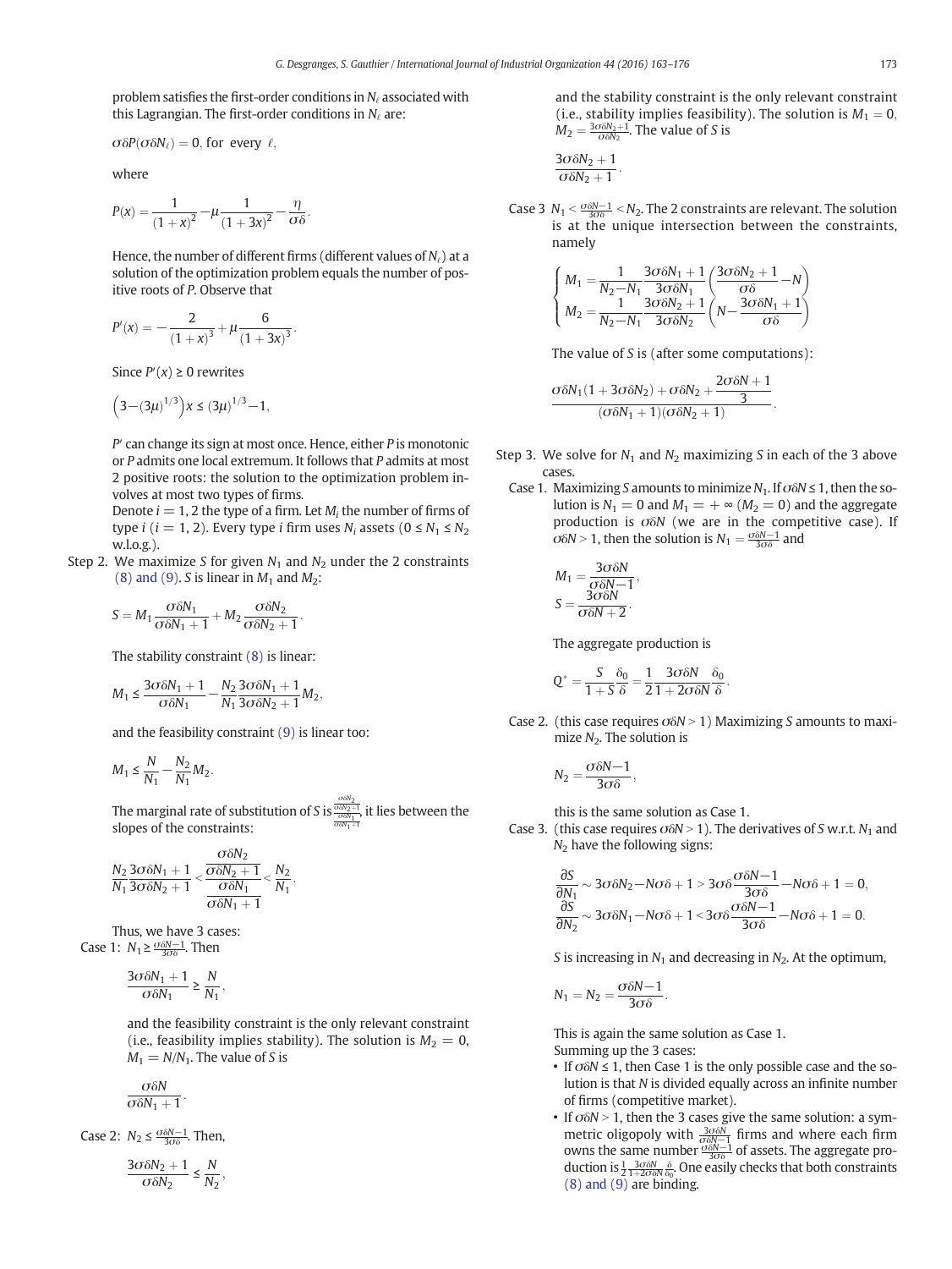problem satisfies the first-order conditions in $N_\ell$ associated with this Lagrangian. The first-order conditions in $N_\ell$ are:

$$\sigma\delta P(\sigma\delta N_\ell) = 0, \text{ for every } \ell,$$

where

$$P(x) = \frac{1}{(1+x)^2} - \mu \frac{1}{(1+3x)^2} - \frac{\eta}{\sigma\delta}.$$

Hence, the number of different firms (different values of $N_\ell$) at a solution of the optimization problem equals the number of positive roots of $P$. Observe that

$$P'(x) = -\frac{2}{(1+x)^3} + \mu \frac{6}{(1+3x)^3}.$$

Since $P'(x) \geq 0$ rewrites

$$\left(3-(3\mu)^{1/3}\right)x \leq (3\mu)^{1/3}-1,$$

$P'$ can change its sign at most once. Hence, either $P$ is monotonic or $P$ admits one local extremum. It follows that $P$ admits at most 2 positive roots: the solution to the optimization problem involves at most two types of firms.

Denote $i = 1, 2$ the type of a firm. Let $M_i$ the number of firms of type $i$ ($i = 1, 2$). Every type $i$ firm uses $N_i$ assets ($0 \leq N_1 \leq N_2$ w.l.o.g.).

Step 2. We maximize $S$ for given $N_1$ and $N_2$ under the 2 constraints (8) and (9). $S$ is linear in $M_1$ and $M_2$:

$$S = M_1 \frac{\sigma\delta N_1}{\sigma\delta N_1 + 1} + M_2 \frac{\sigma\delta N_2}{\sigma\delta N_2 + 1}.$$

The stability constraint (8) is linear:

$$M_1 \leq \frac{3\sigma\delta N_1 + 1}{\sigma\delta N_1} - \frac{N_2}{N_1}\frac{3\sigma\delta N_1 + 1}{3\sigma\delta N_2 + 1} M_2,$$

and the feasibility constraint (9) is linear too:

$$M_1 \leq \frac{N}{N_1} - \frac{N_2}{N_1} M_2.$$

The marginal rate of substitution of $S$ is $\frac{\frac{\sigma\delta N_2}{\sigma\delta N_2+1}}{\frac{\sigma\delta N_1}{\sigma\delta N_1+1}}$, it lies between the slopes of the constraints:

$$\frac{N_2}{N_1}\frac{3\sigma\delta N_1 + 1}{3\sigma\delta N_2 + 1} < \frac{\dfrac{\sigma\delta N_2}{\sigma\delta N_2 + 1}}{\dfrac{\sigma\delta N_1}{\sigma\delta N_1 + 1}} < \frac{N_2}{N_1}.$$

Thus, we have 3 cases:

Case 1: $N_1 \geq \frac{\sigma\delta N - 1}{3\sigma\delta}$. Then

$$\frac{3\sigma\delta N_1 + 1}{\sigma\delta N_1} \geq \frac{N}{N_1},$$

and the feasibility constraint is the only relevant constraint (i.e., feasibility implies stability). The solution is $M_2 = 0$, $M_1 = N/N_1$. The value of $S$ is

$$\frac{\sigma\delta N}{\sigma\delta N_1 + 1}.$$

Case 2: $N_2 \leq \frac{\sigma\delta N - 1}{3\sigma\delta}$. Then,

$$\frac{3\sigma\delta N_2 + 1}{\sigma\delta N_2} \leq \frac{N}{N_2},$$

and the stability constraint is the only relevant constraint (i.e., stability implies feasibility). The solution is $M_1 = 0$, $M_2 = \frac{3\sigma\delta N_2 + 1}{\sigma\delta N_2}$. The value of $S$ is

$$\frac{3\sigma\delta N_2 + 1}{\sigma\delta N_2 + 1}.$$

Case 3 $N_1 < \frac{\sigma\delta N - 1}{3\sigma\delta} < N_2$. The 2 constraints are relevant. The solution is at the unique intersection between the constraints, namely

$$\begin{cases} M_1 = \dfrac{1}{N_2 - N_1}\dfrac{3\sigma\delta N_1 + 1}{3\sigma\delta N_1}\left(\dfrac{3\sigma\delta N_2 + 1}{\sigma\delta} - N\right) \\ M_2 = \dfrac{1}{N_2 - N_1}\dfrac{3\sigma\delta N_2 + 1}{3\sigma\delta N_2}\left(N - \dfrac{3\sigma\delta N_1 + 1}{\sigma\delta}\right) \end{cases}$$

The value of $S$ is (after some computations):

$$\frac{\sigma\delta N_1(1 + 3\sigma\delta N_2) + \sigma\delta N_2 + \dfrac{2\sigma\delta N + 1}{3}}{(\sigma\delta N_1 + 1)(\sigma\delta N_2 + 1)}.$$

Step 3. We solve for $N_1$ and $N_2$ maximizing $S$ in each of the 3 above cases.

Case 1. Maximizing $S$ amounts to minimize $N_1$. If $\sigma\delta N \leq 1$, then the solution is $N_1 = 0$ and $M_1 = +\infty$ ($M_2 = 0$) and the aggregate production is $\sigma\delta N$ (we are in the competitive case). If $\sigma\delta N > 1$, then the solution is $N_1 = \frac{\sigma\delta N - 1}{3\sigma\delta}$ and

$$M_1 = \frac{3\sigma\delta N}{\sigma\delta N - 1},$$
$$S = \frac{3\sigma\delta N}{\sigma\delta N + 2}.$$

The aggregate production is

$$Q^* = \frac{S}{1+S}\frac{\delta_0}{\delta} = \frac{1}{2}\frac{3\sigma\delta N}{1 + 2\sigma\delta N}\frac{\delta_0}{\delta}.$$

Case 2. (this case requires $\sigma\delta N > 1$) Maximizing $S$ amounts to maximize $N_2$. The solution is

$$N_2 = \frac{\sigma\delta N - 1}{3\sigma\delta},$$

this is the same solution as Case 1.

Case 3. (this case requires $\sigma\delta N > 1$). The derivatives of $S$ w.r.t. $N_1$ and $N_2$ have the following signs:

$$\frac{\partial S}{\partial N_1} \sim 3\sigma\delta N_2 - N\sigma\delta + 1 > 3\sigma\delta\frac{\sigma\delta N - 1}{3\sigma\delta} - N\sigma\delta + 1 = 0,$$
$$\frac{\partial S}{\partial N_2} \sim 3\sigma\delta N_1 - N\sigma\delta + 1 < 3\sigma\delta\frac{\sigma\delta N - 1}{3\sigma\delta} - N\sigma\delta + 1 = 0.$$

$S$ is increasing in $N_1$ and decreasing in $N_2$. At the optimum,

$$N_1 = N_2 = \frac{\sigma\delta N - 1}{3\sigma\delta}.$$

This is again the same solution as Case 1.

Summing up the 3 cases:

- If $\sigma\delta N \leq 1$, then Case 1 is the only possible case and the solution is that $N$ is divided equally across an infinite number of firms (competitive market).
- If $\sigma\delta N > 1$, then the 3 cases give the same solution: a symmetric oligopoly with $\frac{3\sigma\delta N}{\sigma\delta N - 1}$ firms and where each firm owns the same number $\frac{\sigma\delta N - 1}{3\sigma\delta}$ of assets. The aggregate production is $\frac{1}{2}\frac{3\sigma\delta N}{1 + 2\sigma\delta N}\frac{\delta}{\delta_0}$. One easily checks that both constraints (8) and (9) are binding.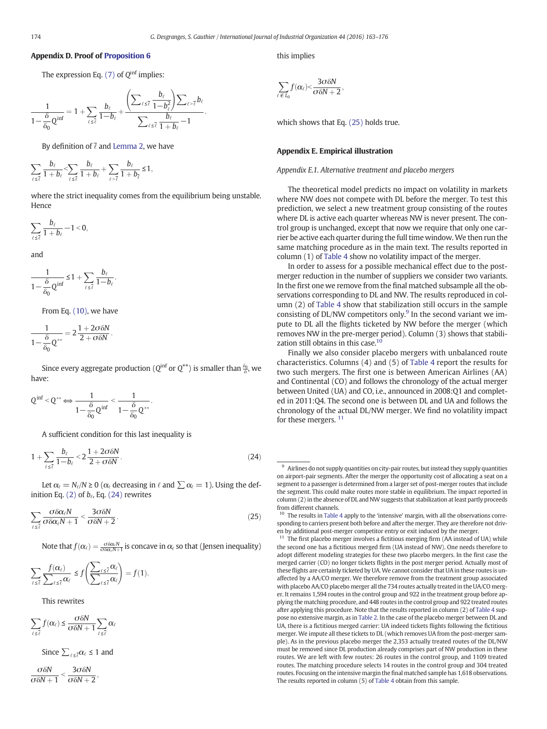## Appendix D. Proof of Proposition 6

The expression Eq. (7) of $Q^{\inf}$ implies:

$$\frac{1}{1-\frac{\delta}{\delta_0}Q^{\inf}} = 1+\sum_{\ell\le\bar{\ell}}\frac{b_\ell}{1-b_\ell}+\frac{\left(\sum_{\ell\le\bar{\ell}}\frac{b_\ell}{1-b_\ell^2}\right)\sum_{\ell>\bar{\ell}}b_\ell}{\sum_{\ell\le\bar{\ell}}\frac{b_\ell}{1+b_\ell}-1}.$$

By definition of $\bar{\ell}$ and Lemma 2, we have

$$\sum_{\ell\le\bar{\ell}}\frac{b_\ell}{1+b_\ell}<\sum_{\ell\le\bar{\ell}}\frac{b_\ell}{1+b_\ell}+\sum_{\ell>\bar{\ell}}\frac{b_\ell}{1+b_{\bar{\ell}}}\le 1,$$

where the strict inequality comes from the equilibrium being unstable. Hence

$$\sum_{\ell\le\bar{\ell}}\frac{b_\ell}{1+b_\ell}-1<0,$$

and

$$\frac{1}{1-\frac{\delta}{\delta_0}Q^{\inf}}\le 1+\sum_{\ell\le\bar{\ell}}\frac{b_\ell}{1-b_\ell}.$$

From Eq. (10), we have

$$\frac{1}{1-\frac{\delta}{\delta_0}Q^{**}} = 2\,\frac{1+2\sigma\delta N}{2+\sigma\delta N}.$$

Since every aggregate production ($Q^{\inf}$ or $Q^{**}$) is smaller than $\frac{\delta_0}{\delta}$, we have:

$$Q^{\inf}<Q^{**}\Leftrightarrow\frac{1}{1-\frac{\delta}{\delta_0}Q^{\inf}}<\frac{1}{1-\frac{\delta}{\delta_0}Q^{**}}.$$

A sufficient condition for this last inequality is

$$1+\sum_{\ell\le\bar{\ell}}\frac{b_\ell}{1-b_\ell}<2\,\frac{1+2\sigma\delta N}{2+\sigma\delta N}. \tag{24}$$

Let $\alpha_\ell = N_\ell/N\ge 0$ ($\alpha_\ell$ decreasing in $\ell$ and $\sum\alpha_\ell = 1$). Using the definition Eq. (2) of $b_\ell$, Eq. (24) rewrites

$$\sum_{\ell\le\bar{\ell}}\frac{\sigma\delta\alpha_\ell N}{\sigma\delta\alpha_\ell N+1}<\frac{3\sigma\delta N}{\sigma\delta N+2}. \tag{25}$$

Note that $f(\alpha_\ell)=\frac{\sigma\delta\alpha_\ell N}{\sigma\delta\alpha_\ell N+1}$ is concave in $\alpha_\ell$ so that (Jensen inequality)

$$\sum_{\ell\le\bar{\ell}}\frac{f(\alpha_\ell)}{\sum_{\ell\le\bar{\ell}}\alpha_\ell}\le f\left(\frac{\sum_{\ell\le\bar{\ell}}\alpha_\ell}{\sum_{\ell\le\bar{\ell}}\alpha_\ell}\right)=f(1).$$

This rewrites

$$\sum_{\ell\le\bar{\ell}}f(\alpha_\ell)\le\frac{\sigma\delta N}{\sigma\delta N+1}\sum_{\ell\le\bar{\ell}}\alpha_\ell$$

Since $\sum_{\ell\le\bar{\ell}}\alpha_\ell\le 1$ and

$$\frac{\sigma\delta N}{\sigma\delta N+1}<\frac{3\sigma\delta N}{\sigma\delta N+2},$$

this implies

$$\sum_{\ell\notin L_0}f(\alpha_\ell)<\frac{3\sigma\delta N}{\sigma\delta N+2},$$

which shows that Eq. (25) holds true.

## Appendix E. Empirical illustration

### *Appendix E.1. Alternative treatment and placebo mergers*

The theoretical model predicts no impact on volatility in markets where NW does not compete with DL before the merger. To test this prediction, we select a new treatment group consisting of the routes where DL is active each quarter whereas NW is never present. The control group is unchanged, except that now we require that only one carrier be active each quarter during the full time window. We then run the same matching procedure as in the main text. The results reported in column (1) of Table 4 show no volatility impact of the merger.

In order to assess for a possible mechanical effect due to the post-merger reduction in the number of suppliers we consider two variants. In the first one we remove from the final matched subsample all the observations corresponding to DL and NW. The results reproduced in column (2) of Table 4 show that stabilization still occurs in the sample consisting of DL/NW competitors only.[9] In the second variant we impute to DL all the flights ticketed by NW before the merger (which removes NW in the pre-merger period). Column (3) shows that stabilization still obtains in this case.[10]

Finally we also consider placebo mergers with unbalanced route characteristics. Columns (4) and (5) of Table 4 report the results for two such mergers. The first one is between American Airlines (AA) and Continental (CO) and follows the chronology of the actual merger between United (UA) and CO, i.e., announced in 2008:Q1 and completed in 2011:Q4. The second one is between DL and UA and follows the chronology of the actual DL/NW merger. We find no volatility impact for these mergers. [11]

[9] Airlines do not supply quantities on city-pair routes, but instead they supply quantities on airport-pair segments. After the merger the opportunity cost of allocating a seat on a segment to a passenger is determined from a larger set of post-merger routes that include the segment. This could make routes more stable in equilibrium. The impact reported in column (2) in the absence of DL and NW suggests that stabilization at least partly proceeds from different channels.

[10] The results in Table 4 apply to the 'intensive' margin, with all the observations corresponding to carriers present both before and after the merger. They are therefore not driven by additional post-merger competitor entry or exit induced by the merger.

[11] The first placebo merger involves a fictitious merging firm (AA instead of UA) while the second one has a fictitious merged firm (UA instead of NW). One needs therefore to adopt different modeling strategies for these two placebo mergers. In the first case the merged carrier (CO) no longer tickets flights in the post merger period. Actually most of these flights are certainly ticketed by UA. We cannot consider that UA in these routes is unaffected by a AA/CO merger. We therefore remove from the treatment group associated with placebo AA/CO placebo merger all the 734 routes actually treated in the UA/CO merger. It remains 1,594 routes in the control group and 922 in the treatment group before applying the matching procedure, and 448 routes in the control group and 922 treated routes after applying this procedure. Note that the results reported in column (2) of Table 4 suppose no extensive margin, as in Table 2. In the case of the placebo merger between DL and UA, there is a fictitious merged carrier: UA indeed tickets flights following the fictitious merger. We impute all these tickets to DL (which removes UA from the post-merger sample). As in the previous placebo merger the 2,353 actually treated routes of the DL/NW must be removed since DL production already comprises part of NW production in these routes. We are left with few routes: 26 routes in the control group, and 1109 treated routes. The matching procedure selects 14 routes in the control group and 304 treated routes. Focusing on the intensive margin the final matched sample has 1,618 observations. The results reported in column (5) of Table 4 obtain from this sample.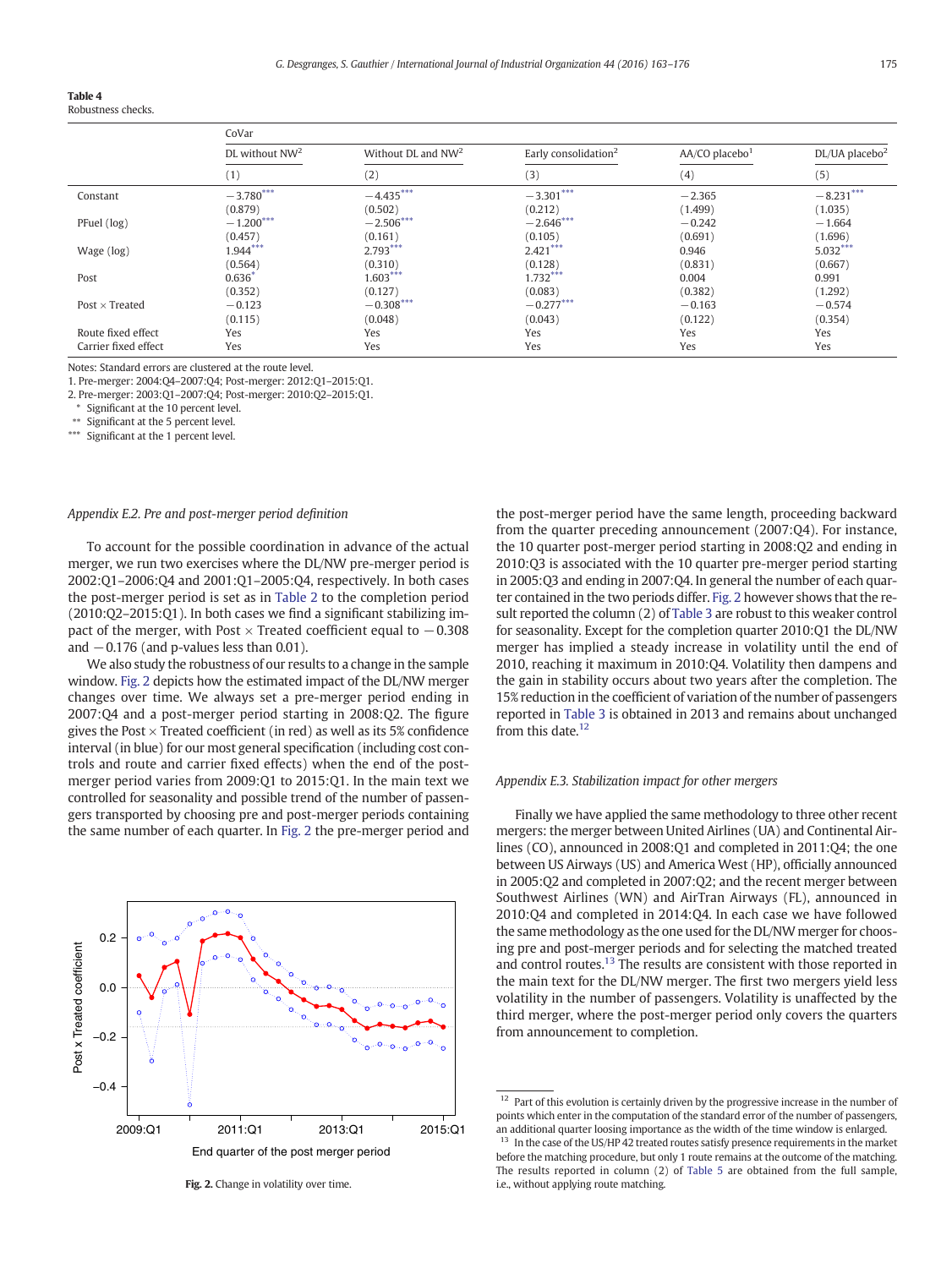**Table 4**
Robustness checks.

| | CoVar | | | | |
|---|---|---|---|---|---|
| | DL without NW[2] | Without DL and NW[2] | Early consolidation[2] | AA/CO placebo[1] | DL/UA placebo[2] |
| | (1) | (2) | (3) | (4) | (5) |
| Constant | −3.780*** | −4.435*** | −3.301*** | −2.365 | −8.231*** |
| | (0.879) | (0.502) | (0.212) | (1.499) | (1.035) |
| PFuel (log) | −1.200*** | −2.506*** | −2.646*** | −0.242 | −1.664 |
| | (0.457) | (0.161) | (0.105) | (0.691) | (1.696) |
| Wage (log) | 1.944*** | 2.793*** | 2.421*** | 0.946 | 5.032*** |
| | (0.564) | (0.310) | (0.128) | (0.831) | (0.667) |
| Post | 0.636* | 1.603*** | 1.732*** | 0.004 | 0.991 |
| | (0.352) | (0.127) | (0.083) | (0.382) | (1.292) |
| Post × Treated | −0.123 | −0.308*** | −0.277*** | −0.163 | −0.574 |
| | (0.115) | (0.048) | (0.043) | (0.122) | (0.354) |
| Route fixed effect | Yes | Yes | Yes | Yes | Yes |
| Carrier fixed effect | Yes | Yes | Yes | Yes | Yes |

Notes: Standard errors are clustered at the route level.
1. Pre-merger: 2004:Q4–2007:Q4; Post-merger: 2012:Q1–2015:Q1.
2. Pre-merger: 2003:Q1–2007:Q4; Post-merger: 2010:Q2–2015:Q1.
\* Significant at the 10 percent level.
\*\* Significant at the 5 percent level.
\*\*\* Significant at the 1 percent level.

*Appendix E.2. Pre and post-merger period definition*

To account for the possible coordination in advance of the actual merger, we run two exercises where the DL/NW pre-merger period is 2002:Q1–2006:Q4 and 2001:Q1–2005:Q4, respectively. In both cases the post-merger period is set as in Table 2 to the completion period (2010:Q2–2015:Q1). In both cases we find a significant stabilizing impact of the merger, with Post × Treated coefficient equal to −0.308 and −0.176 (and p-values less than 0.01).

We also study the robustness of our results to a change in the sample window. Fig. 2 depicts how the estimated impact of the DL/NW merger changes over time. We always set a pre-merger period ending in 2007:Q4 and a post-merger period starting in 2008:Q2. The figure gives the Post × Treated coefficient (in red) as well as its 5% confidence interval (in blue) for our most general specification (including cost controls and route and carrier fixed effects) when the end of the post-merger period varies from 2009:Q1 to 2015:Q1. In the main text we controlled for seasonality and possible trend of the number of passengers transported by choosing pre and post-merger periods containing the same number of each quarter. In Fig. 2 the pre-merger period and the post-merger period have the same length, proceeding backward from the quarter preceding announcement (2007:Q4). For instance, the 10 quarter post-merger period starting in 2008:Q2 and ending in 2010:Q3 is associated with the 10 quarter pre-merger period starting in 2005:Q3 and ending in 2007:Q4. In general the number of each quarter contained in the two periods differ. Fig. 2 however shows that the result reported the column (2) of Table 3 are robust to this weaker control for seasonality. Except for the completion quarter 2010:Q1 the DL/NW merger has implied a steady increase in volatility until the end of 2010, reaching it maximum in 2010:Q4. Volatility then dampens and the gain in stability occurs about two years after the completion. The 15% reduction in the coefficient of variation of the number of passengers reported in Table 3 is obtained in 2013 and remains about unchanged from this date.[12]

**Fig. 2.** Change in volatility over time.

*Appendix E.3. Stabilization impact for other mergers*

Finally we have applied the same methodology to three other recent mergers: the merger between United Airlines (UA) and Continental Airlines (CO), announced in 2008:Q1 and completed in 2011:Q4; the one between US Airways (US) and America West (HP), officially announced in 2005:Q2 and completed in 2007:Q2; and the recent merger between Southwest Airlines (WN) and AirTran Airways (FL), announced in 2010:Q4 and completed in 2014:Q4. In each case we have followed the same methodology as the one used for the DL/NW merger for choosing pre and post-merger periods and for selecting the matched treated and control routes.[13] The results are consistent with those reported in the main text for the DL/NW merger. The first two mergers yield less volatility in the number of passengers. Volatility is unaffected by the third merger, where the post-merger period only covers the quarters from announcement to completion.

[12] Part of this evolution is certainly driven by the progressive increase in the number of points which enter in the computation of the standard error of the number of passengers, an additional quarter loosing importance as the width of the time window is enlarged.

[13] In the case of the US/HP 42 treated routes satisfy presence requirements in the market before the matching procedure, but only 1 route remains at the outcome of the matching. The results reported in column (2) of Table 5 are obtained from the full sample, i.e., without applying route matching.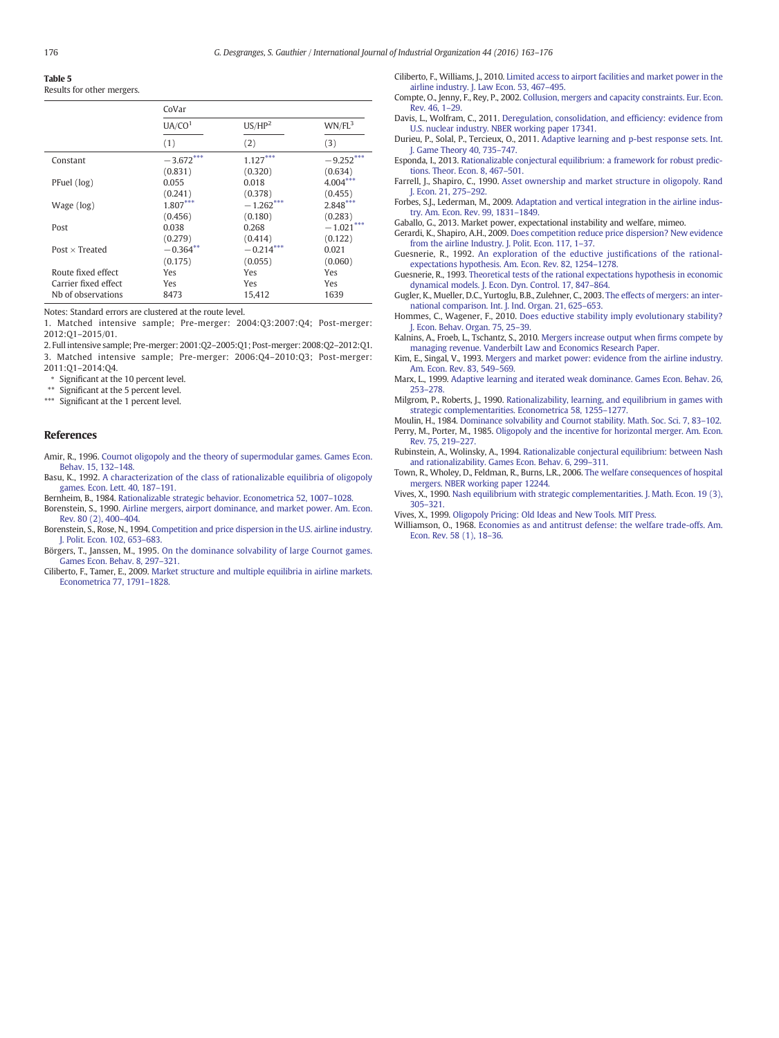**Table 5**
Results for other mergers.

| | CoVar | | |
|---|---|---|---|
| | UA/CO[1] | US/HP[2] | WN/FL[3] |
| | (1) | (2) | (3) |
| Constant | −3.672*** | 1.127*** | −9.252*** |
| | (0.831) | (0.320) | (0.634) |
| PFuel (log) | 0.055 | 0.018 | 4.004*** |
| | (0.241) | (0.378) | (0.455) |
| Wage (log) | 1.807*** | −1.262*** | 2.848*** |
| | (0.456) | (0.180) | (0.283) |
| Post | 0.038 | 0.268 | −1.021*** |
| | (0.279) | (0.414) | (0.122) |
| Post × Treated | −0.364** | −0.214*** | 0.021 |
| | (0.175) | (0.055) | (0.060) |
| Route fixed effect | Yes | Yes | Yes |
| Carrier fixed effect | Yes | Yes | Yes |
| Nb of observations | 8473 | 15,412 | 1639 |

Notes: Standard errors are clustered at the route level.

1. Matched intensive sample; Pre-merger: 2004:Q3:2007:Q4; Post-merger: 2012:Q1–2015/01.

2. Full intensive sample; Pre-merger: 2001:Q2–2005:Q1; Post-merger: 2008:Q2–2012:Q1.

3. Matched intensive sample; Pre-merger: 2006:Q4–2010:Q3; Post-merger: 2011:Q1–2014:Q4.

\* Significant at the 10 percent level.

\*\* Significant at the 5 percent level.

\*\*\* Significant at the 1 percent level.

## References

Amir, R., 1996. Cournot oligopoly and the theory of supermodular games. Games Econ. Behav. 15, 132–148.

Basu, K., 1992. A characterization of the class of rationalizable equilibria of oligopoly games. Econ. Lett. 40, 187–191.

Bernheim, B., 1984. Rationalizable strategic behavior. Econometrica 52, 1007–1028.

Borenstein, S., 1990. Airline mergers, airport dominance, and market power. Am. Econ. Rev. 80 (2), 400–404.

Borenstein, S., Rose, N., 1994. Competition and price dispersion in the U.S. airline industry. J. Polit. Econ. 102, 653–683.

Börgers, T., Janssen, M., 1995. On the dominance solvability of large Cournot games. Games Econ. Behav. 8, 297–321.

Ciliberto, F., Tamer, E., 2009. Market structure and multiple equilibria in airline markets. Econometrica 77, 1791–1828.

Ciliberto, F., Williams, J., 2010. Limited access to airport facilities and market power in the airline industry. J. Law Econ. 53, 467–495.

Compte, O., Jenny, F., Rey, P., 2002. Collusion, mergers and capacity constraints. Eur. Econ. Rev. 46, 1–29.

Davis, L., Wolfram, C., 2011. Deregulation, consolidation, and efficiency: evidence from U.S. nuclear industry. NBER working paper 17341.

Durieu, P., Solal, P., Tercieux, O., 2011. Adaptive learning and p-best response sets. Int. J. Game Theory 40, 735–747.

Esponda, I., 2013. Rationalizable conjectural equilibrium: a framework for robust predictions. Theor. Econ. 8, 467–501.

Farrell, J., Shapiro, C., 1990. Asset ownership and market structure in oligopoly. Rand J. Econ. 21, 275–292.

Forbes, S.J., Lederman, M., 2009. Adaptation and vertical integration in the airline industry. Am. Econ. Rev. 99, 1831–1849.

Gaballo, G., 2013. Market power, expectational instability and welfare, mimeo.

Gerardi, K., Shapiro, A.H., 2009. Does competition reduce price dispersion? New evidence from the airline Industry. J. Polit. Econ. 117, 1–37.

Guesnerie, R., 1992. An exploration of the eductive justifications of the rational-expectations hypothesis. Am. Econ. Rev. 82, 1254–1278.

Guesnerie, R., 1993. Theoretical tests of the rational expectations hypothesis in economic dynamical models. J. Econ. Dyn. Control. 17, 847–864.

Gugler, K., Mueller, D.C., Yurtoglu, B.B., Zulehner, C., 2003. The effects of mergers: an international comparison. Int. J. Ind. Organ. 21, 625–653.

Hommes, C., Wagener, F., 2010. Does eductive stability imply evolutionary stability? J. Econ. Behav. Organ. 75, 25–39.

Kalnins, A., Froeb, L., Tschantz, S., 2010. Mergers increase output when firms compete by managing revenue. Vanderbilt Law and Economics Research Paper.

Kim, E., Singal, V., 1993. Mergers and market power: evidence from the airline industry. Am. Econ. Rev. 83, 549–569.

Marx, L., 1999. Adaptive learning and iterated weak dominance. Games Econ. Behav. 26, 253–278.

Milgrom, P., Roberts, J., 1990. Rationalizability, learning, and equilibrium in games with strategic complementarities. Econometrica 58, 1255–1277.

Moulin, H., 1984. Dominance solvability and Cournot stability. Math. Soc. Sci. 7, 83–102.

Perry, M., Porter, M., 1985. Oligopoly and the incentive for horizontal merger. Am. Econ. Rev. 75, 219–227.

Rubinstein, A., Wolinsky, A., 1994. Rationalizable conjectural equilibrium: between Nash and rationalizability. Games Econ. Behav. 6, 299–311.

Town, R., Wholey, D., Feldman, R., Burns, L.R., 2006. The welfare consequences of hospital mergers. NBER working paper 12244.

Vives, X., 1990. Nash equilibrium with strategic complementarities. J. Math. Econ. 19 (3), 305–321.

Vives, X., 1999. Oligopoly Pricing: Old Ideas and New Tools. MIT Press.

Williamson, O., 1968. Economies as and antitrust defense: the welfare trade-offs. Am. Econ. Rev. 58 (1), 18–36.